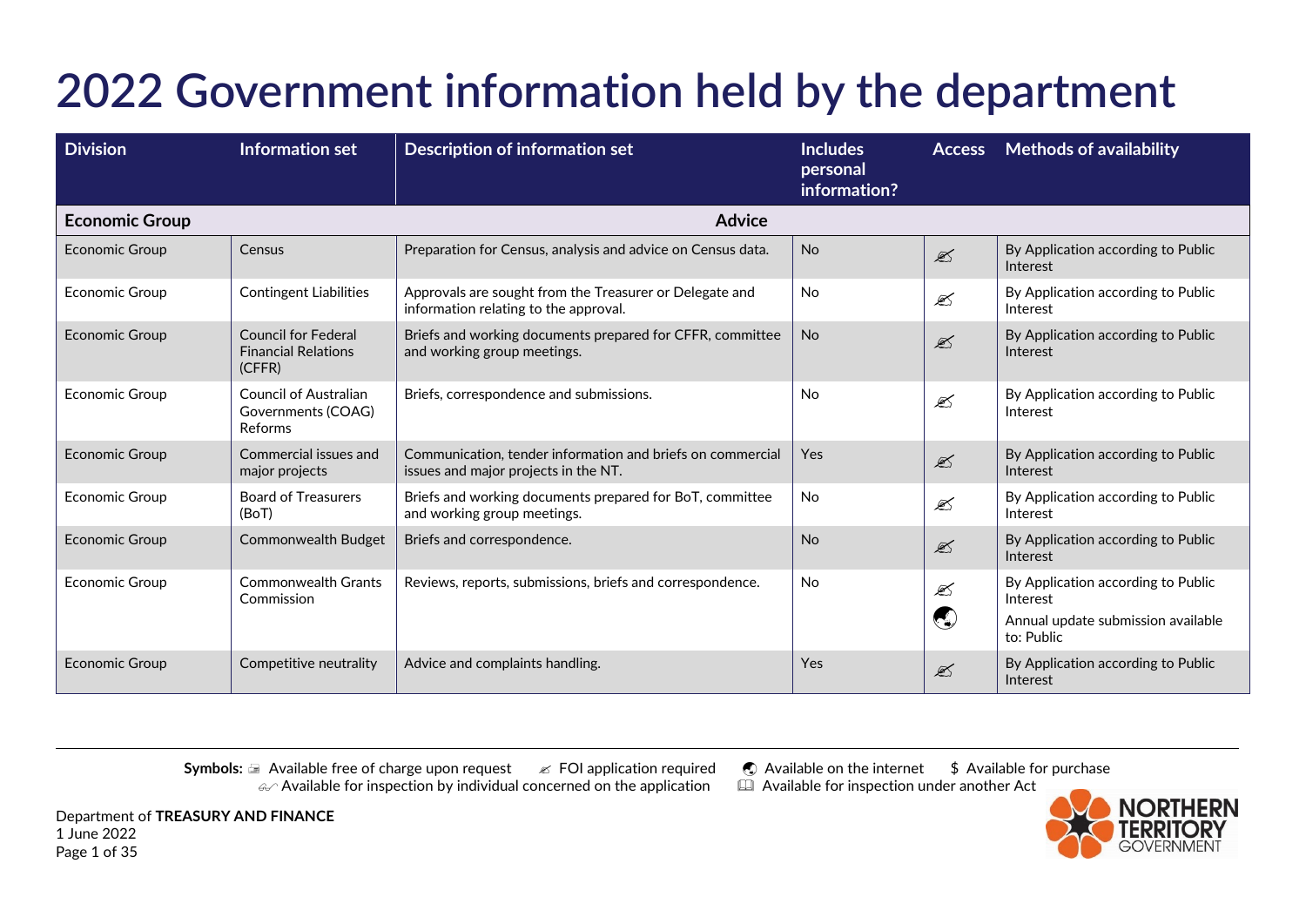# 2022 Government information held by the department

| Division | Information set | Description of information set | Includes personal information? | Access | Methods of availability |
|---|---|---|---|---|---|
| **Economic Group** | | **Advice** | | | |
| Economic Group | Census | Preparation for Census, analysis and advice on Census data. | No | ✍ | By Application according to Public Interest |
| Economic Group | Contingent Liabilities | Approvals are sought from the Treasurer or Delegate and information relating to the approval. | No | ✍ | By Application according to Public Interest |
| Economic Group | Council for Federal Financial Relations (CFFR) | Briefs and working documents prepared for CFFR, committee and working group meetings. | No | ✍ | By Application according to Public Interest |
| Economic Group | Council of Australian Governments (COAG) Reforms | Briefs, correspondence and submissions. | No | ✍ | By Application according to Public Interest |
| Economic Group | Commercial issues and major projects | Communication, tender information and briefs on commercial issues and major projects in the NT. | Yes | ✍ | By Application according to Public Interest |
| Economic Group | Board of Treasurers (BoT) | Briefs and working documents prepared for BoT, committee and working group meetings. | No | ✍ | By Application according to Public Interest |
| Economic Group | Commonwealth Budget | Briefs and correspondence. | No | ✍ | By Application according to Public Interest |
| Economic Group | Commonwealth Grants Commission | Reviews, reports, submissions, briefs and correspondence. | No | ✍ 🌏 | By Application according to Public Interest<br>Annual update submission available to: Public |
| Economic Group | Competitive neutrality | Advice and complaints handling. | Yes | ✍ | By Application according to Public Interest |

**Symbols:** 🖃 Available free of charge upon request ✍ FOI application required 🌏 Available on the internet $ Available for purchase
✍ Available for inspection by individual concerned on the application 🕮 Available for inspection under another Act

Department of **TREASURY AND FINANCE**
1 June 2022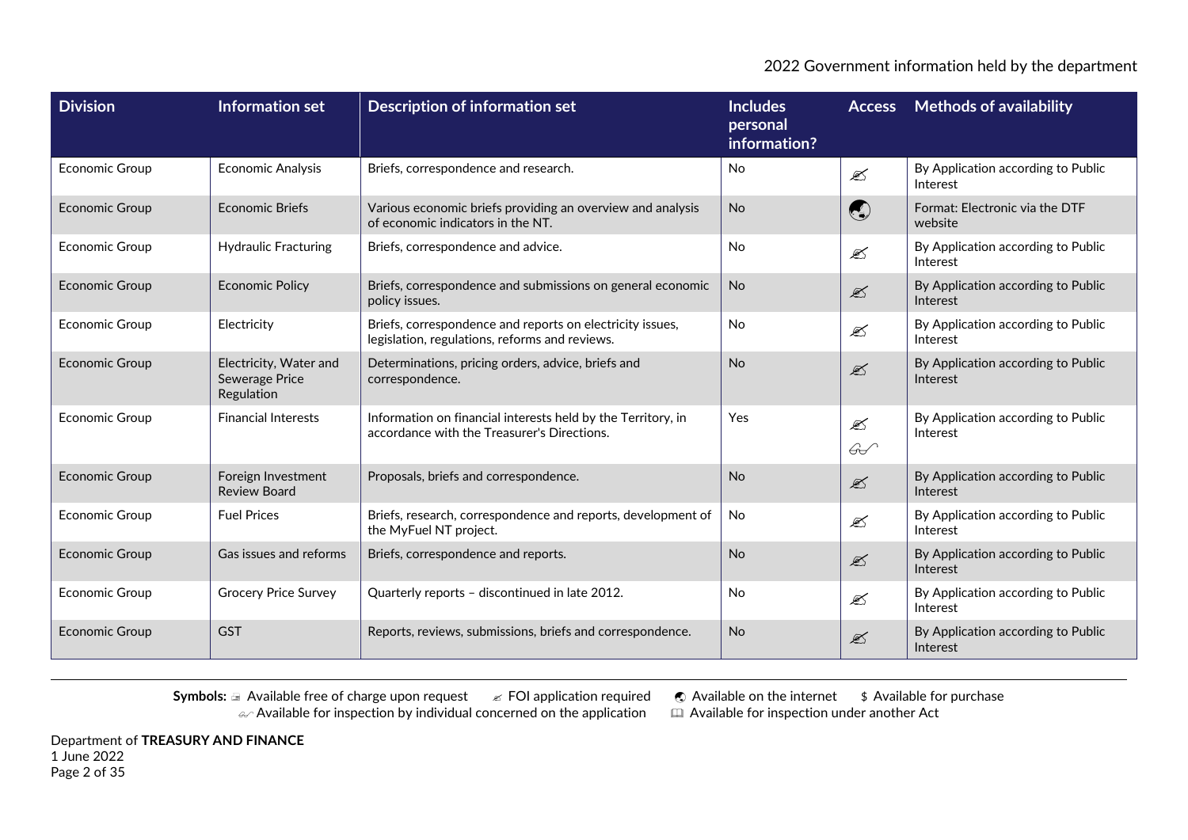| Division | Information set | Description of information set | Includes personal information? | Access | Methods of availability |
|---|---|---|---|---|---|
| Economic Group | Economic Analysis | Briefs, correspondence and research. | No | ✍ | By Application according to Public Interest |
| Economic Group | Economic Briefs | Various economic briefs providing an overview and analysis of economic indicators in the NT. | No | 🌏 | Format: Electronic via the DTF website |
| Economic Group | Hydraulic Fracturing | Briefs, correspondence and advice. | No | ✍ | By Application according to Public Interest |
| Economic Group | Economic Policy | Briefs, correspondence and submissions on general economic policy issues. | No | ✍ | By Application according to Public Interest |
| Economic Group | Electricity | Briefs, correspondence and reports on electricity issues, legislation, regulations, reforms and reviews. | No | ✍ | By Application according to Public Interest |
| Economic Group | Electricity, Water and Sewerage Price Regulation | Determinations, pricing orders, advice, briefs and correspondence. | No | ✍ | By Application according to Public Interest |
| Economic Group | Financial Interests | Information on financial interests held by the Territory, in accordance with the Treasurer's Directions. | Yes | ✍ 👓 | By Application according to Public Interest |
| Economic Group | Foreign Investment Review Board | Proposals, briefs and correspondence. | No | ✍ | By Application according to Public Interest |
| Economic Group | Fuel Prices | Briefs, research, correspondence and reports, development of the MyFuel NT project. | No | ✍ | By Application according to Public Interest |
| Economic Group | Gas issues and reforms | Briefs, correspondence and reports. | No | ✍ | By Application according to Public Interest |
| Economic Group | Grocery Price Survey | Quarterly reports – discontinued in late 2012. | No | ✍ | By Application according to Public Interest |
| Economic Group | GST | Reports, reviews, submissions, briefs and correspondence. | No | ✍ | By Application according to Public Interest |

**Symbols:** 📄 Available free of charge upon request ✍ FOI application required 🌏 Available on the internet $ Available for purchase
👓 Available for inspection by individual concerned on the application 📖 Available for inspection under another Act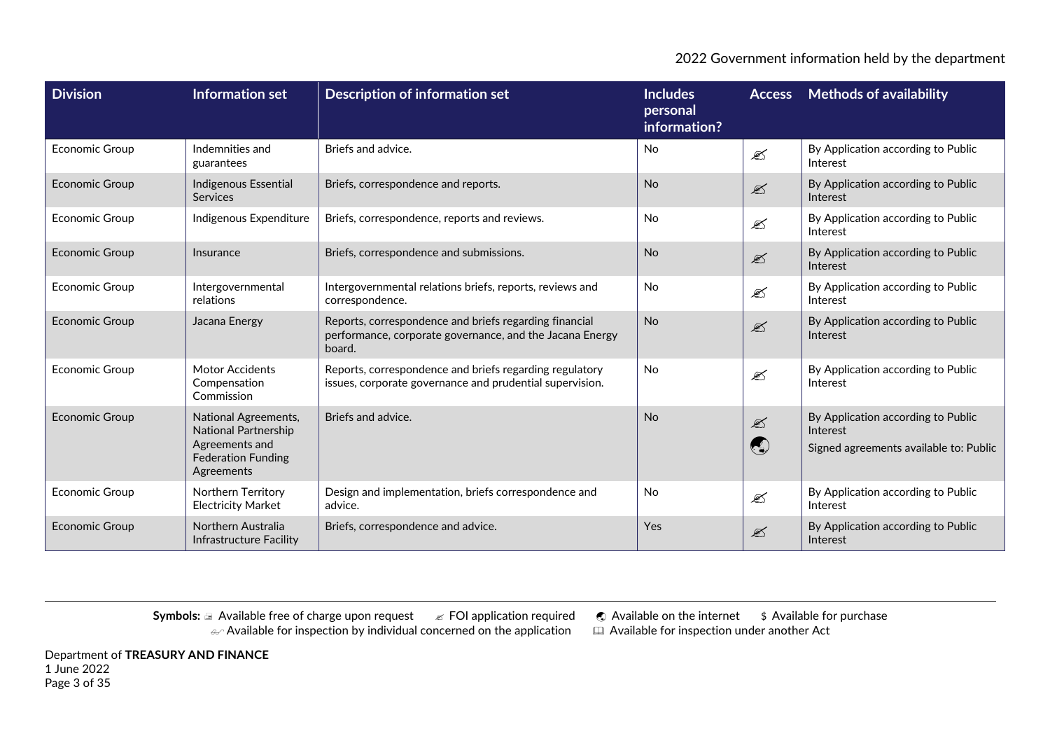| Division | Information set | Description of information set | Includes personal information? | Access | Methods of availability |
|---|---|---|---|---|---|
| Economic Group | Indemnities and guarantees | Briefs and advice. | No | ✍ | By Application according to Public Interest |
| Economic Group | Indigenous Essential Services | Briefs, correspondence and reports. | No | ✍ | By Application according to Public Interest |
| Economic Group | Indigenous Expenditure | Briefs, correspondence, reports and reviews. | No | ✍ | By Application according to Public Interest |
| Economic Group | Insurance | Briefs, correspondence and submissions. | No | ✍ | By Application according to Public Interest |
| Economic Group | Intergovernmental relations | Intergovernmental relations briefs, reports, reviews and correspondence. | No | ✍ | By Application according to Public Interest |
| Economic Group | Jacana Energy | Reports, correspondence and briefs regarding financial performance, corporate governance, and the Jacana Energy board. | No | ✍ | By Application according to Public Interest |
| Economic Group | Motor Accidents Compensation Commission | Reports, correspondence and briefs regarding regulatory issues, corporate governance and prudential supervision. | No | ✍ | By Application according to Public Interest |
| Economic Group | National Agreements, National Partnership Agreements and Federation Funding Agreements | Briefs and advice. | No | ✍ 🌏 | By Application according to Public Interest<br>Signed agreements available to: Public |
| Economic Group | Northern Territory Electricity Market | Design and implementation, briefs correspondence and advice. | No | ✍ | By Application according to Public Interest |
| Economic Group | Northern Australia Infrastructure Facility | Briefs, correspondence and advice. | Yes | ✍ | By Application according to Public Interest |

**Symbols:** 🖃 Available free of charge upon request ✍ FOI application required 🌏 Available on the internet $ Available for purchase
✍ Available for inspection by individual concerned on the application 🕮 Available for inspection under another Act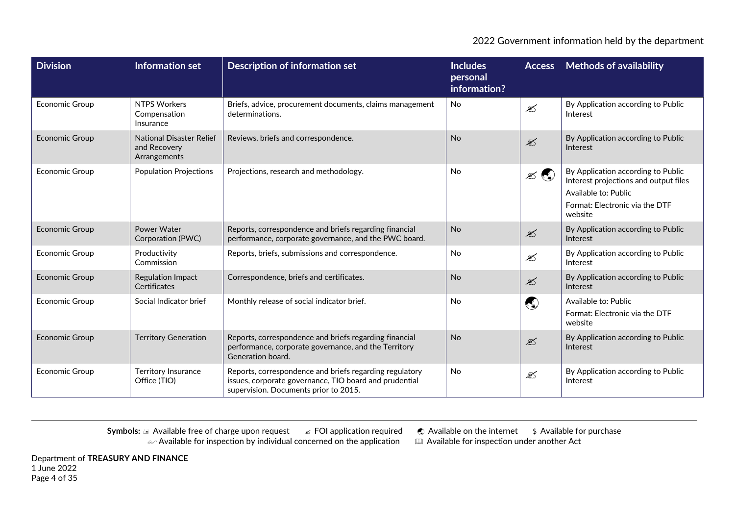| Division | Information set | Description of information set | Includes personal information? | Access | Methods of availability |
|---|---|---|---|---|---|
| Economic Group | NTPS Workers Compensation Insurance | Briefs, advice, procurement documents, claims management determinations. | No | ✍ | By Application according to Public Interest |
| Economic Group | National Disaster Relief and Recovery Arrangements | Reviews, briefs and correspondence. | No | ✍ | By Application according to Public Interest |
| Economic Group | Population Projections | Projections, research and methodology. | No | ✍ 🌏 | By Application according to Public Interest projections and output files<br>Available to: Public<br>Format: Electronic via the DTF website |
| Economic Group | Power Water Corporation (PWC) | Reports, correspondence and briefs regarding financial performance, corporate governance, and the PWC board. | No | ✍ | By Application according to Public Interest |
| Economic Group | Productivity Commission | Reports, briefs, submissions and correspondence. | No | ✍ | By Application according to Public Interest |
| Economic Group | Regulation Impact Certificates | Correspondence, briefs and certificates. | No | ✍ | By Application according to Public Interest |
| Economic Group | Social Indicator brief | Monthly release of social indicator brief. | No | 🌏 | Available to: Public<br>Format: Electronic via the DTF website |
| Economic Group | Territory Generation | Reports, correspondence and briefs regarding financial performance, corporate governance, and the Territory Generation board. | No | ✍ | By Application according to Public Interest |
| Economic Group | Territory Insurance Office (TIO) | Reports, correspondence and briefs regarding regulatory issues, corporate governance, TIO board and prudential supervision. Documents prior to 2015. | No | ✍ | By Application according to Public Interest |

**Symbols:** 🖃 Available free of charge upon request ✍ FOI application required 🌏 Available on the internet $ Available for purchase
✍ Available for inspection by individual concerned on the application 🕮 Available for inspection under another Act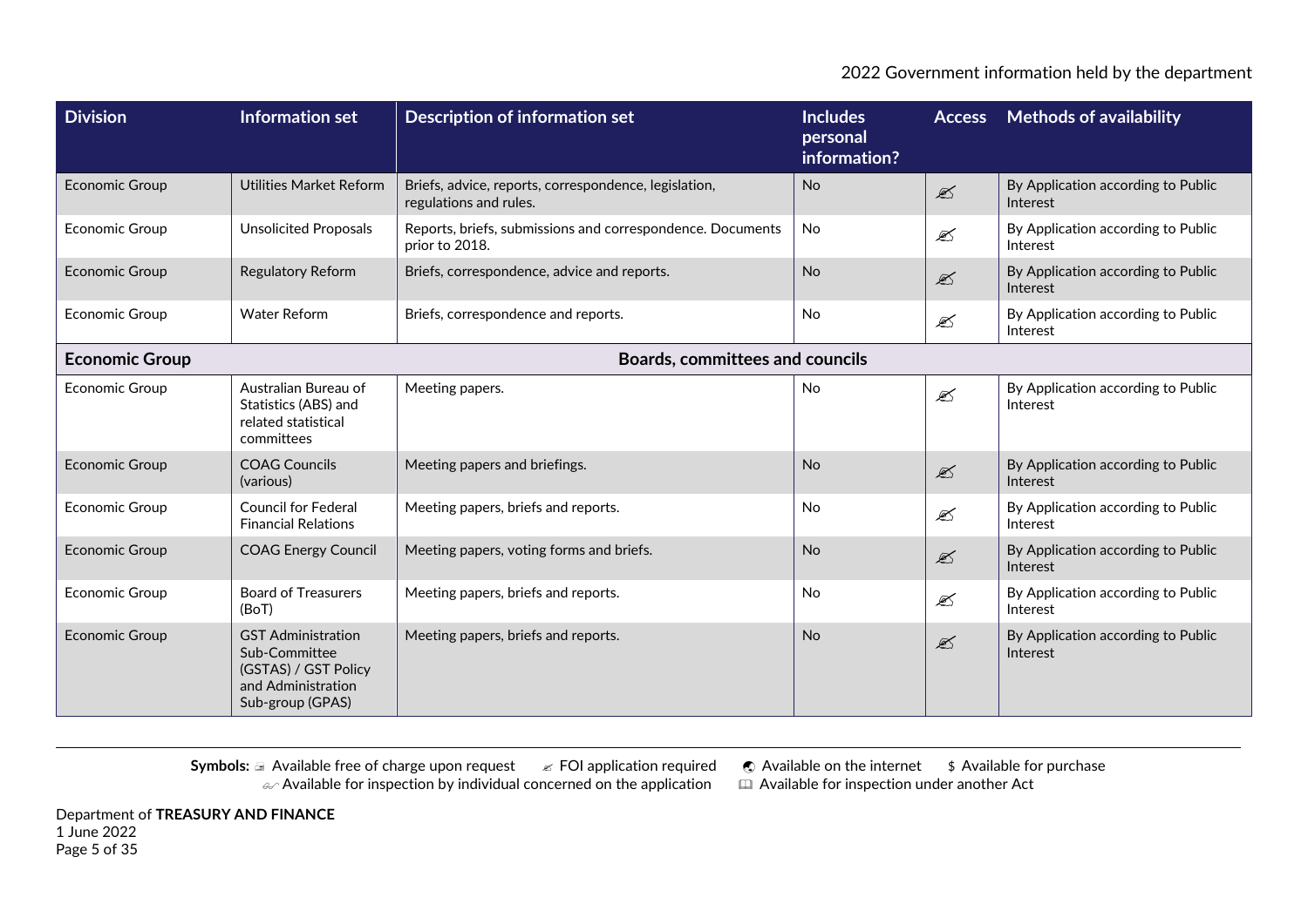| Division | Information set | Description of information set | Includes personal information? | Access | Methods of availability |
|---|---|---|---|---|---|
| Economic Group | Utilities Market Reform | Briefs, advice, reports, correspondence, legislation, regulations and rules. | No | ✍ | By Application according to Public Interest |
| Economic Group | Unsolicited Proposals | Reports, briefs, submissions and correspondence. Documents prior to 2018. | No | ✍ | By Application according to Public Interest |
| Economic Group | Regulatory Reform | Briefs, correspondence, advice and reports. | No | ✍ | By Application according to Public Interest |
| Economic Group | Water Reform | Briefs, correspondence and reports. | No | ✍ | By Application according to Public Interest |
| **Economic Group** | | **Boards, committees and councils** | | | |
| Economic Group | Australian Bureau of Statistics (ABS) and related statistical committees | Meeting papers. | No | ✍ | By Application according to Public Interest |
| Economic Group | COAG Councils (various) | Meeting papers and briefings. | No | ✍ | By Application according to Public Interest |
| Economic Group | Council for Federal Financial Relations | Meeting papers, briefs and reports. | No | ✍ | By Application according to Public Interest |
| Economic Group | COAG Energy Council | Meeting papers, voting forms and briefs. | No | ✍ | By Application according to Public Interest |
| Economic Group | Board of Treasurers (BoT) | Meeting papers, briefs and reports. | No | ✍ | By Application according to Public Interest |
| Economic Group | GST Administration Sub-Committee (GSTAS) / GST Policy and Administration Sub-group (GPAS) | Meeting papers, briefs and reports. | No | ✍ | By Application according to Public Interest |

**Symbols:** 🖃 Available free of charge upon request ✍ FOI application required 🌍 Available on the internet $ Available for purchase
✍ Available for inspection by individual concerned on the application 🕮 Available for inspection under another Act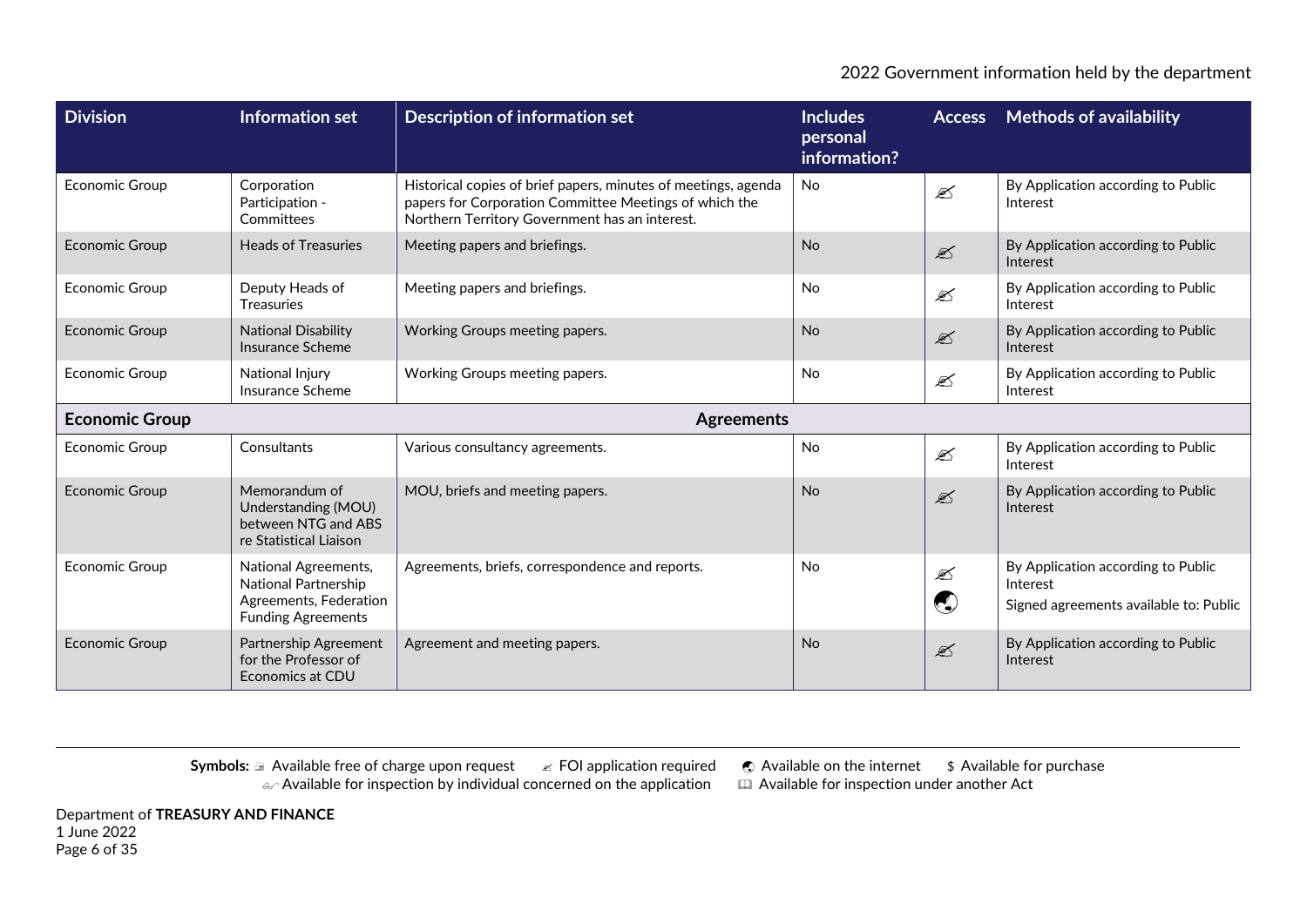| Division | Information set | Description of information set | Includes personal information? | Access | Methods of availability |
|---|---|---|---|---|---|
| Economic Group | Corporation Participation - Committees | Historical copies of brief papers, minutes of meetings, agenda papers for Corporation Committee Meetings of which the Northern Territory Government has an interest. | No | ✍ | By Application according to Public Interest |
| Economic Group | Heads of Treasuries | Meeting papers and briefings. | No | ✍ | By Application according to Public Interest |
| Economic Group | Deputy Heads of Treasuries | Meeting papers and briefings. | No | ✍ | By Application according to Public Interest |
| Economic Group | National Disability Insurance Scheme | Working Groups meeting papers. | No | ✍ | By Application according to Public Interest |
| Economic Group | National Injury Insurance Scheme | Working Groups meeting papers. | No | ✍ | By Application according to Public Interest |
| **Economic Group** | | **Agreements** | | | |
| Economic Group | Consultants | Various consultancy agreements. | No | ✍ | By Application according to Public Interest |
| Economic Group | Memorandum of Understanding (MOU) between NTG and ABS re Statistical Liaison | MOU, briefs and meeting papers. | No | ✍ | By Application according to Public Interest |
| Economic Group | National Agreements, National Partnership Agreements, Federation Funding Agreements | Agreements, briefs, correspondence and reports. | No | ✍ 🌏 | By Application according to Public Interest<br>Signed agreements available to: Public |
| Economic Group | Partnership Agreement for the Professor of Economics at CDU | Agreement and meeting papers. | No | ✍ | By Application according to Public Interest |

**Symbols:** 🖃 Available free of charge upon request ✍ FOI application required 🌏 Available on the internet $ Available for purchase
✍ Available for inspection by individual concerned on the application 🕮 Available for inspection under another Act

Department of **TREASURY AND FINANCE**
1 June 2022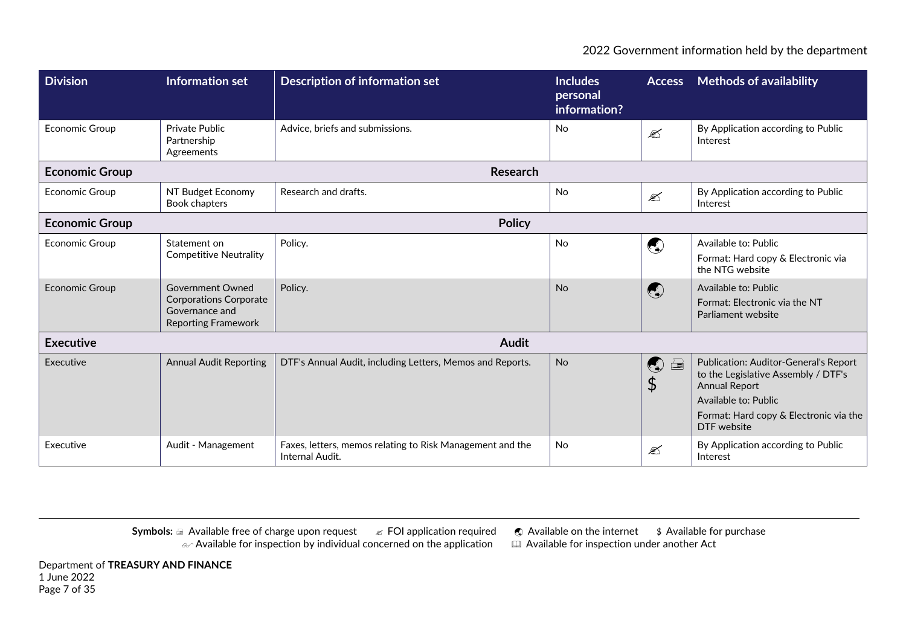| Division | Information set | Description of information set | Includes personal information? | Access | Methods of availability |
|---|---|---|---|---|---|
| Economic Group | Private Public Partnership Agreements | Advice, briefs and submissions. | No | ✍ | By Application according to Public Interest |
| **Economic Group** | | **Research** | | | |
| Economic Group | NT Budget Economy Book chapters | Research and drafts. | No | ✍ | By Application according to Public Interest |
| **Economic Group** | | **Policy** | | | |
| Economic Group | Statement on Competitive Neutrality | Policy. | No | 🌏 | Available to: Public<br>Format: Hard copy & Electronic via the NTG website |
| Economic Group | Government Owned Corporations Corporate Governance and Reporting Framework | Policy. | No | 🌏 | Available to: Public<br>Format: Electronic via the NT Parliament website |
| **Executive** | | **Audit** | | | |
| Executive | Annual Audit Reporting | DTF's Annual Audit, including Letters, Memos and Reports. | No | 🌏 🖃 $ | Publication: Auditor-General's Report to the Legislative Assembly / DTF's Annual Report<br>Available to: Public<br>Format: Hard copy & Electronic via the DTF website |
| Executive | Audit - Management | Faxes, letters, memos relating to Risk Management and the Internal Audit. | No | ✍ | By Application according to Public Interest |

**Symbols:** 🖃 Available free of charge upon request ✍ FOI application required 🌏 Available on the internet $ Available for purchase
Available for inspection by individual concerned on the application 🕮 Available for inspection under another Act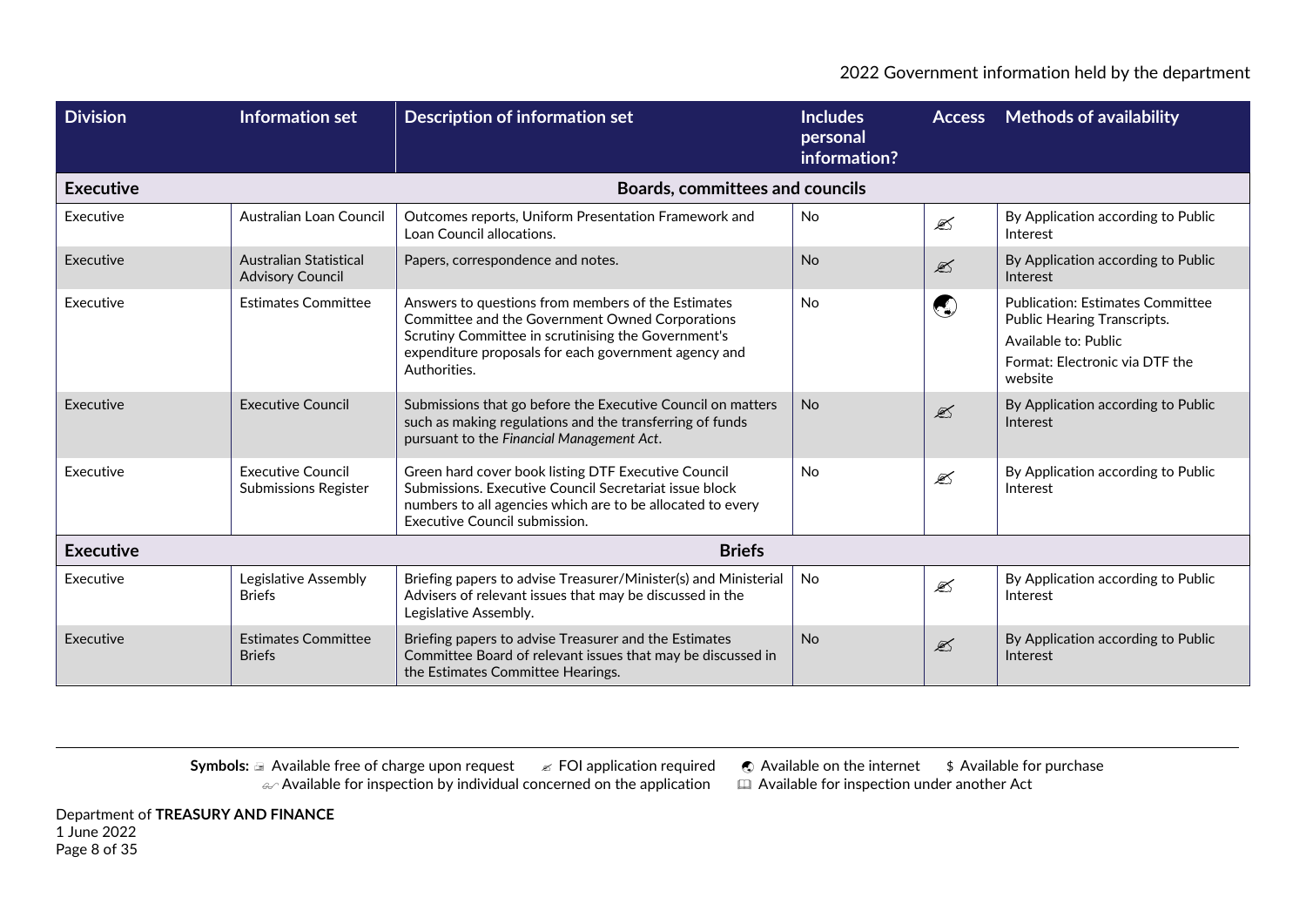| Division | Information set | Description of information set | Includes personal information? | Access | Methods of availability |
|---|---|---|---|---|---|
| **Executive** | | **Boards, committees and councils** | | | |
| Executive | Australian Loan Council | Outcomes reports, Uniform Presentation Framework and Loan Council allocations. | No | ✍ | By Application according to Public Interest |
| Executive | Australian Statistical Advisory Council | Papers, correspondence and notes. | No | ✍ | By Application according to Public Interest |
| Executive | Estimates Committee | Answers to questions from members of the Estimates Committee and the Government Owned Corporations Scrutiny Committee in scrutinising the Government's expenditure proposals for each government agency and Authorities. | No | 🌏 | Publication: Estimates Committee Public Hearing Transcripts.<br>Available to: Public<br>Format: Electronic via DTF the website |
| Executive | Executive Council | Submissions that go before the Executive Council on matters such as making regulations and the transferring of funds pursuant to the *Financial Management Act*. | No | ✍ | By Application according to Public Interest |
| Executive | Executive Council Submissions Register | Green hard cover book listing DTF Executive Council Submissions. Executive Council Secretariat issue block numbers to all agencies which are to be allocated to every Executive Council submission. | No | ✍ | By Application according to Public Interest |
| **Executive** | | **Briefs** | | | |
| Executive | Legislative Assembly Briefs | Briefing papers to advise Treasurer/Minister(s) and Ministerial Advisers of relevant issues that may be discussed in the Legislative Assembly. | No | ✍ | By Application according to Public Interest |
| Executive | Estimates Committee Briefs | Briefing papers to advise Treasurer and the Estimates Committee Board of relevant issues that may be discussed in the Estimates Committee Hearings. | No | ✍ | By Application according to Public Interest |

**Symbols:** ✉ Available free of charge upon request ✍ FOI application required 🌏 Available on the internet $ Available for purchase
👓 Available for inspection by individual concerned on the application 📖 Available for inspection under another Act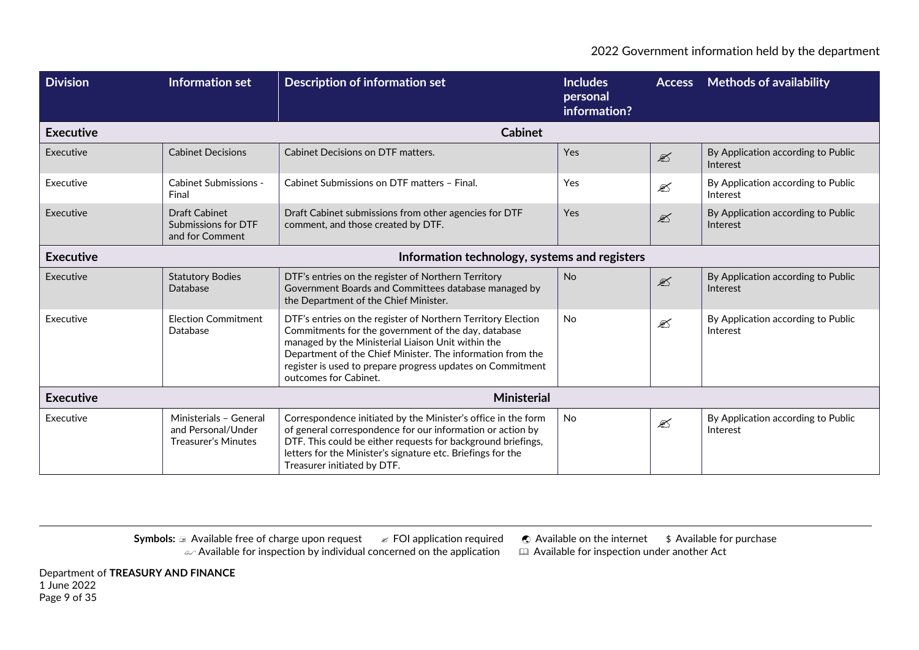| Division | Information set | Description of information set | Includes personal information? | Access | Methods of availability |
|---|---|---|---|---|---|
| **Executive** | | **Cabinet** | | | |
| Executive | Cabinet Decisions | Cabinet Decisions on DTF matters. | Yes | ✍ | By Application according to Public Interest |
| Executive | Cabinet Submissions - Final | Cabinet Submissions on DTF matters – Final. | Yes | ✍ | By Application according to Public Interest |
| Executive | Draft Cabinet Submissions for DTF and for Comment | Draft Cabinet submissions from other agencies for DTF comment, and those created by DTF. | Yes | ✍ | By Application according to Public Interest |
| **Executive** | | **Information technology, systems and registers** | | | |
| Executive | Statutory Bodies Database | DTF's entries on the register of Northern Territory Government Boards and Committees database managed by the Department of the Chief Minister. | No | ✍ | By Application according to Public Interest |
| Executive | Election Commitment Database | DTF's entries on the register of Northern Territory Election Commitments for the government of the day, database managed by the Ministerial Liaison Unit within the Department of the Chief Minister. The information from the register is used to prepare progress updates on Commitment outcomes for Cabinet. | No | ✍ | By Application according to Public Interest |
| **Executive** | | **Ministerial** | | | |
| Executive | Ministerials – General and Personal/Under Treasurer's Minutes | Correspondence initiated by the Minister's office in the form of general correspondence for our information or action by DTF. This could be either requests for background briefings, letters for the Minister's signature etc. Briefings for the Treasurer initiated by DTF. | No | ✍ | By Application according to Public Interest |

**Symbols:** Available free of charge upon request ✍ FOI application required Available on the internet $ Available for purchase
Available for inspection by individual concerned on the application Available for inspection under another Act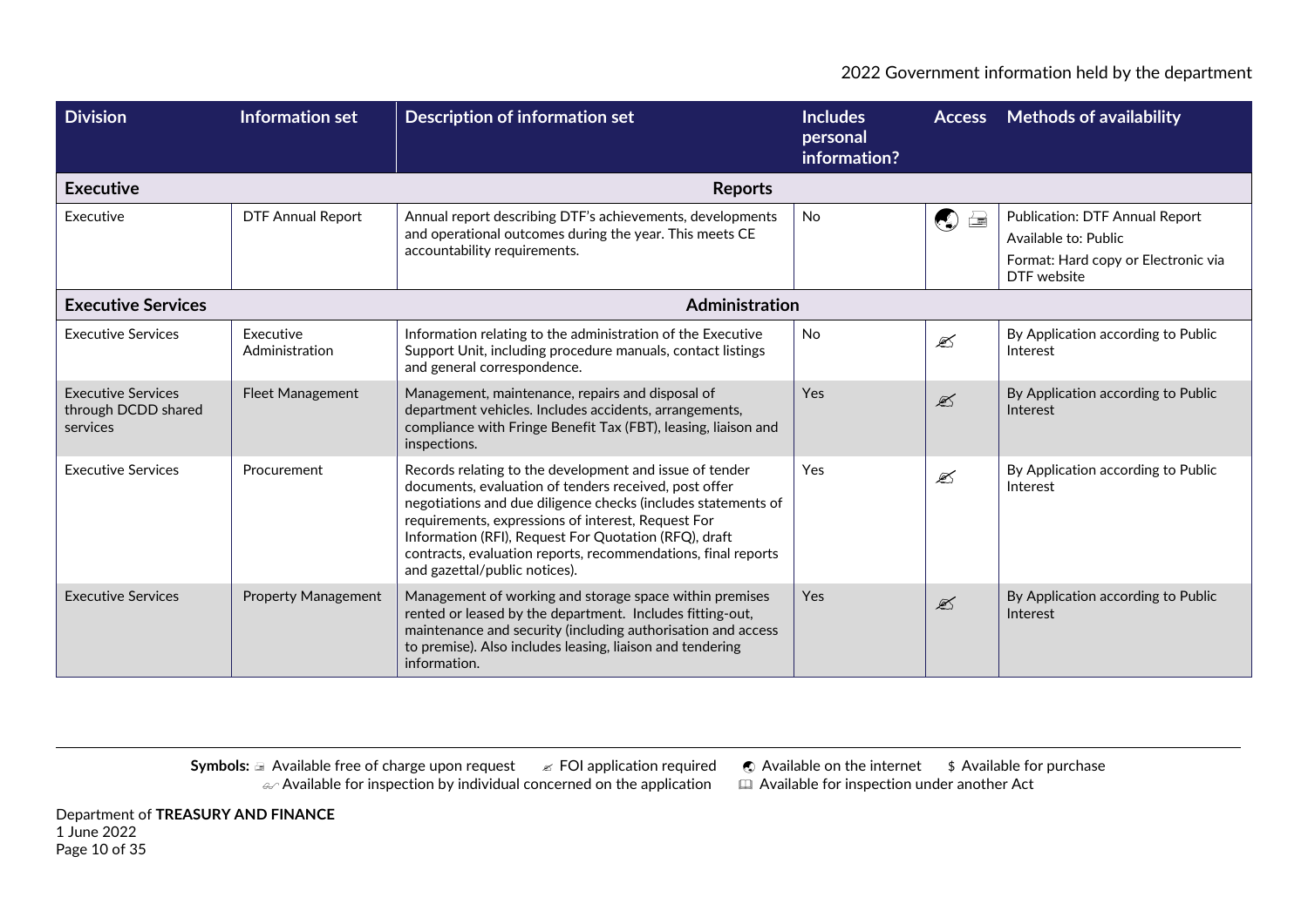| Division | Information set | Description of information set | Includes personal information? | Access | Methods of availability |
|---|---|---|---|---|---|
| **Executive** | | **Reports** | | | |
| Executive | DTF Annual Report | Annual report describing DTF's achievements, developments and operational outcomes during the year. This meets CE accountability requirements. | No | Available on the internet; Available free of charge upon request | Publication: DTF Annual Report<br>Available to: Public<br>Format: Hard copy or Electronic via DTF website |
| **Executive Services** | | **Administration** | | | |
| Executive Services | Executive Administration | Information relating to the administration of the Executive Support Unit, including procedure manuals, contact listings and general correspondence. | No | FOI application required | By Application according to Public Interest |
| Executive Services through DCDD shared services | Fleet Management | Management, maintenance, repairs and disposal of department vehicles. Includes accidents, arrangements, compliance with Fringe Benefit Tax (FBT), leasing, liaison and inspections. | Yes | FOI application required | By Application according to Public Interest |
| Executive Services | Procurement | Records relating to the development and issue of tender documents, evaluation of tenders received, post offer negotiations and due diligence checks (includes statements of requirements, expressions of interest, Request For Information (RFI), Request For Quotation (RFQ), draft contracts, evaluation reports, recommendations, final reports and gazettal/public notices). | Yes | FOI application required | By Application according to Public Interest |
| Executive Services | Property Management | Management of working and storage space within premises rented or leased by the department. Includes fitting-out, maintenance and security (including authorisation and access to premise). Also includes leasing, liaison and tendering information. | Yes | FOI application required | By Application according to Public Interest |

**Symbols:** Available free of charge upon request; FOI application required; Available on the internet; $ Available for purchase; Available for inspection by individual concerned on the application; Available for inspection under another Act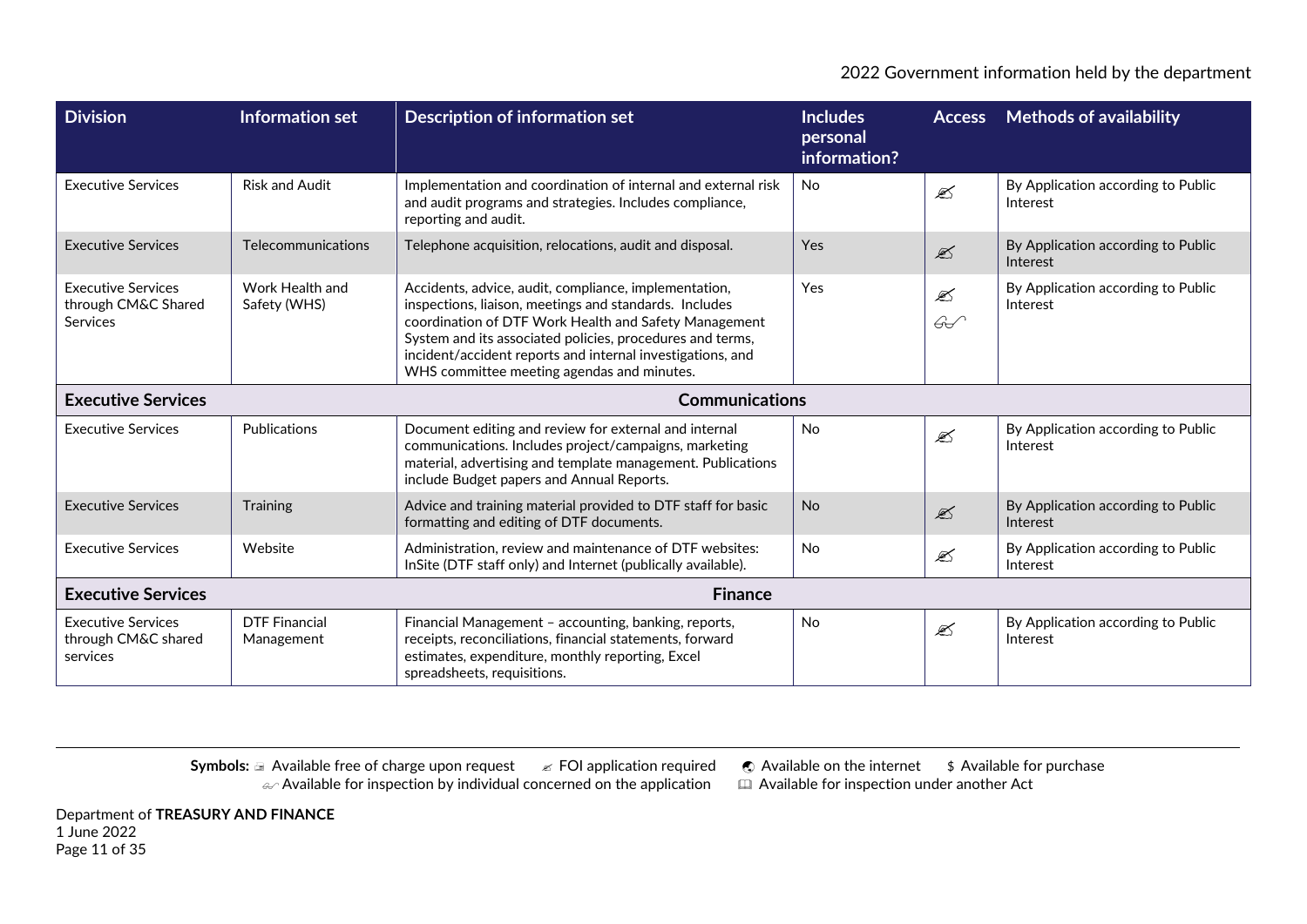| Division | Information set | Description of information set | Includes personal information? | Access | Methods of availability |
|---|---|---|---|---|---|
| Executive Services | Risk and Audit | Implementation and coordination of internal and external risk and audit programs and strategies. Includes compliance, reporting and audit. | No | ✍ | By Application according to Public Interest |
| Executive Services | Telecommunications | Telephone acquisition, relocations, audit and disposal. | Yes | ✍ | By Application according to Public Interest |
| Executive Services through CM&C Shared Services | Work Health and Safety (WHS) | Accidents, advice, audit, compliance, implementation, inspections, liaison, meetings and standards. Includes coordination of DTF Work Health and Safety Management System and its associated policies, procedures and terms, incident/accident reports and internal investigations, and WHS committee meeting agendas and minutes. | Yes | ✍ 👓 | By Application according to Public Interest |
| **Executive Services** | | **Communications** | | | |
| Executive Services | Publications | Document editing and review for external and internal communications. Includes project/campaigns, marketing material, advertising and template management. Publications include Budget papers and Annual Reports. | No | ✍ | By Application according to Public Interest |
| Executive Services | Training | Advice and training material provided to DTF staff for basic formatting and editing of DTF documents. | No | ✍ | By Application according to Public Interest |
| Executive Services | Website | Administration, review and maintenance of DTF websites: InSite (DTF staff only) and Internet (publically available). | No | ✍ | By Application according to Public Interest |
| **Executive Services** | | **Finance** | | | |
| Executive Services through CM&C shared services | DTF Financial Management | Financial Management – accounting, banking, reports, receipts, reconciliations, financial statements, forward estimates, expenditure, monthly reporting, Excel spreadsheets, requisitions. | No | ✍ | By Application according to Public Interest |

**Symbols:** 🖃 Available free of charge upon request ✍ FOI application required 🌐 Available on the internet $ Available for purchase
👓 Available for inspection by individual concerned on the application 🕮 Available for inspection under another Act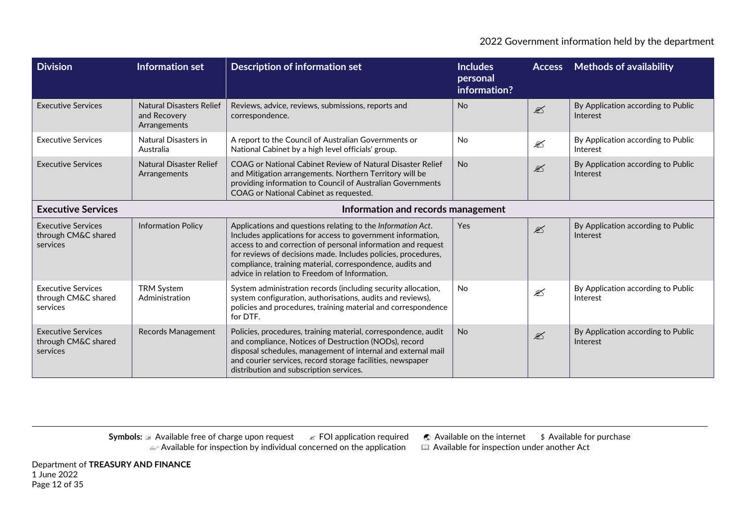| Division | Information set | Description of information set | Includes personal information? | Access | Methods of availability |
|---|---|---|---|---|---|
| Executive Services | Natural Disasters Relief and Recovery Arrangements | Reviews, advice, reviews, submissions, reports and correspondence. | No | ✍ | By Application according to Public Interest |
| Executive Services | Natural Disasters in Australia | A report to the Council of Australian Governments or National Cabinet by a high level officials' group. | No | ✍ | By Application according to Public Interest |
| Executive Services | Natural Disaster Relief Arrangements | COAG or National Cabinet Review of Natural Disaster Relief and Mitigation arrangements. Northern Territory will be providing information to Council of Australian Governments COAG or National Cabinet as requested. | No | ✍ | By Application according to Public Interest |
| **Executive Services** | | **Information and records management** | | | |
| Executive Services through CM&C shared services | Information Policy | Applications and questions relating to the *Information Act*. Includes applications for access to government information, access to and correction of personal information and request for reviews of decisions made. Includes policies, procedures, compliance, training material, correspondence, audits and advice in relation to Freedom of Information. | Yes | ✍ | By Application according to Public Interest |
| Executive Services through CM&C shared services | TRM System Administration | System administration records (including security allocation, system configuration, authorisations, audits and reviews), policies and procedures, training material and correspondence for DTF. | No | ✍ | By Application according to Public Interest |
| Executive Services through CM&C shared services | Records Management | Policies, procedures, training material, correspondence, audit and compliance, Notices of Destruction (NODs), record disposal schedules, management of internal and external mail and courier services, record storage facilities, newspaper distribution and subscription services. | No | ✍ | By Application according to Public Interest |

**Symbols:** 🖃 Available free of charge upon request ✍ FOI application required 🌐 Available on the internet $ Available for purchase
✍ Available for inspection by individual concerned on the application 🕮 Available for inspection under another Act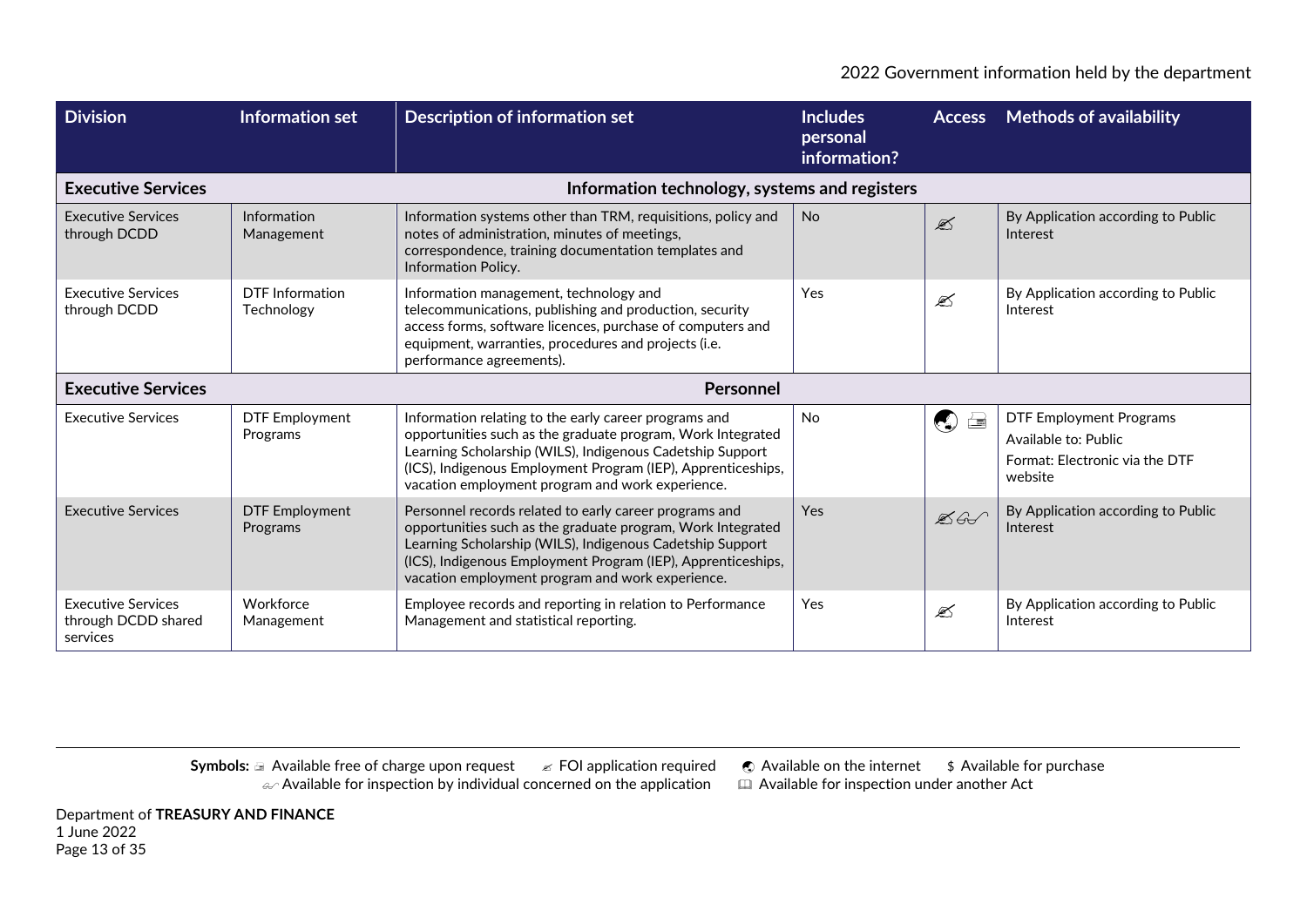| Division | Information set | Description of information set | Includes personal information? | Access | Methods of availability |
|---|---|---|---|---|---|
| **Executive Services** | | **Information technology, systems and registers** | | | |
| Executive Services through DCDD | Information Management | Information systems other than TRM, requisitions, policy and notes of administration, minutes of meetings, correspondence, training documentation templates and Information Policy. | No | ✍ | By Application according to Public Interest |
| Executive Services through DCDD | DTF Information Technology | Information management, technology and telecommunications, publishing and production, security access forms, software licences, purchase of computers and equipment, warranties, procedures and projects (i.e. performance agreements). | Yes | ✍ | By Application according to Public Interest |
| **Executive Services** | | **Personnel** | | | |
| Executive Services | DTF Employment Programs | Information relating to the early career programs and opportunities such as the graduate program, Work Integrated Learning Scholarship (WILS), Indigenous Cadetship Support (ICS), Indigenous Employment Program (IEP), Apprenticeships, vacation employment program and work experience. | No | 🌏 🖃 | DTF Employment Programs<br>Available to: Public<br>Format: Electronic via the DTF website |
| Executive Services | DTF Employment Programs | Personnel records related to early career programs and opportunities such as the graduate program, Work Integrated Learning Scholarship (WILS), Indigenous Cadetship Support (ICS), Indigenous Employment Program (IEP), Apprenticeships, vacation employment program and work experience. | Yes | ✍ 👓 | By Application according to Public Interest |
| Executive Services through DCDD shared services | Workforce Management | Employee records and reporting in relation to Performance Management and statistical reporting. | Yes | ✍ | By Application according to Public Interest |

**Symbols:** 🖃 Available free of charge upon request ✍ FOI application required 🌏 Available on the internet $ Available for purchase 👓 Available for inspection by individual concerned on the application 🕮 Available for inspection under another Act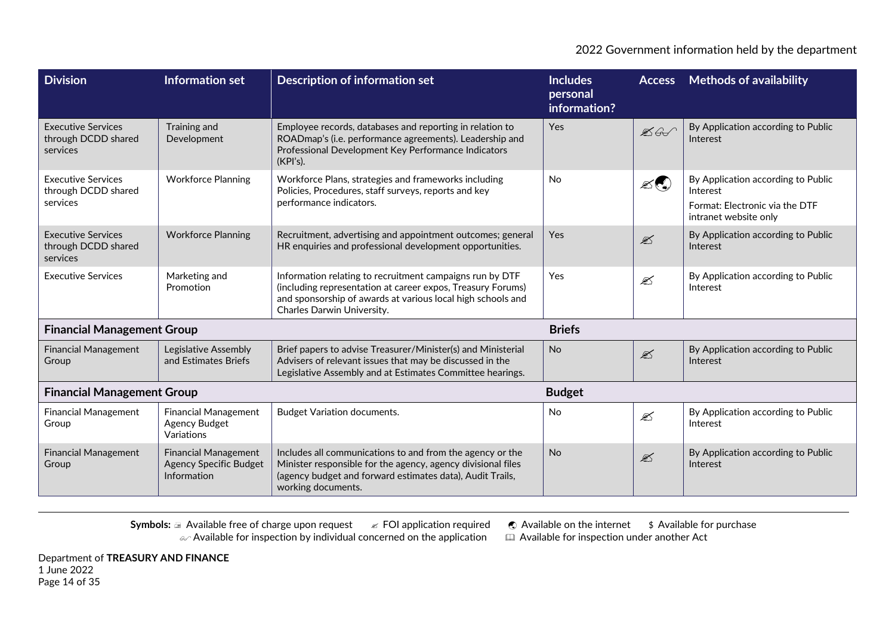| Division | Information set | Description of information set | Includes personal information? | Access | Methods of availability |
|---|---|---|---|---|---|
| Executive Services through DCDD shared services | Training and Development | Employee records, databases and reporting in relation to ROADmap's (i.e. performance agreements). Leadership and Professional Development Key Performance Indicators (KPI's). | Yes | ✍ 🖋 | By Application according to Public Interest |
| Executive Services through DCDD shared services | Workforce Planning | Workforce Plans, strategies and frameworks including Policies, Procedures, staff surveys, reports and key performance indicators. | No | ✍ 🌏 | By Application according to Public Interest<br>Format: Electronic via the DTF intranet website only |
| Executive Services through DCDD shared services | Workforce Planning | Recruitment, advertising and appointment outcomes; general HR enquiries and professional development opportunities. | Yes | ✍ | By Application according to Public Interest |
| Executive Services | Marketing and Promotion | Information relating to recruitment campaigns run by DTF (including representation at career expos, Treasury Forums) and sponsorship of awards at various local high schools and Charles Darwin University. | Yes | ✍ | By Application according to Public Interest |
| **Financial Management Group** | | | **Briefs** | | |
| Financial Management Group | Legislative Assembly and Estimates Briefs | Brief papers to advise Treasurer/Minister(s) and Ministerial Advisers of relevant issues that may be discussed in the Legislative Assembly and at Estimates Committee hearings. | No | ✍ | By Application according to Public Interest |
| **Financial Management Group** | | | **Budget** | | |
| Financial Management Group | Financial Management Agency Budget Variations | Budget Variation documents. | No | ✍ | By Application according to Public Interest |
| Financial Management Group | Financial Management Agency Specific Budget Information | Includes all communications to and from the agency or the Minister responsible for the agency, agency divisional files (agency budget and forward estimates data), Audit Trails, working documents. | No | ✍ | By Application according to Public Interest |

**Symbols:** 🖃 Available free of charge upon request ✍ FOI application required 🌏 Available on the internet $ Available for purchase
🖋 Available for inspection by individual concerned on the application 📖 Available for inspection under another Act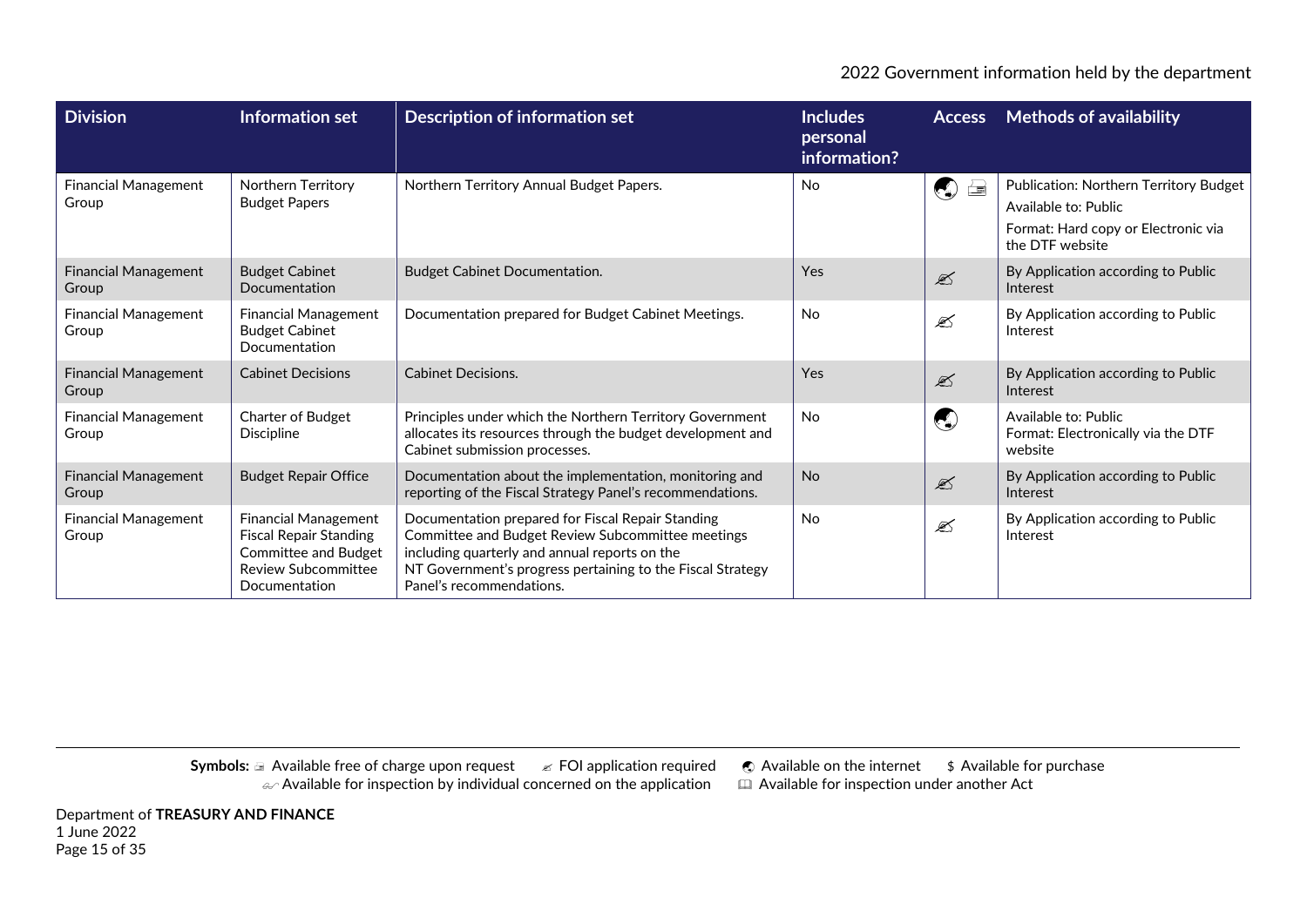| Division | Information set | Description of information set | Includes personal information? | Access | Methods of availability |
|---|---|---|---|---|---|
| Financial Management Group | Northern Territory Budget Papers | Northern Territory Annual Budget Papers. | No | 🌏 🖃 | Publication: Northern Territory Budget<br>Available to: Public<br>Format: Hard copy or Electronic via the DTF website |
| Financial Management Group | Budget Cabinet Documentation | Budget Cabinet Documentation. | Yes | ✍ | By Application according to Public Interest |
| Financial Management Group | Financial Management Budget Cabinet Documentation | Documentation prepared for Budget Cabinet Meetings. | No | ✍ | By Application according to Public Interest |
| Financial Management Group | Cabinet Decisions | Cabinet Decisions. | Yes | ✍ | By Application according to Public Interest |
| Financial Management Group | Charter of Budget Discipline | Principles under which the Northern Territory Government allocates its resources through the budget development and Cabinet submission processes. | No | 🌏 | Available to: Public<br>Format: Electronically via the DTF website |
| Financial Management Group | Budget Repair Office | Documentation about the implementation, monitoring and reporting of the Fiscal Strategy Panel's recommendations. | No | ✍ | By Application according to Public Interest |
| Financial Management Group | Financial Management Fiscal Repair Standing Committee and Budget Review Subcommittee Documentation | Documentation prepared for Fiscal Repair Standing Committee and Budget Review Subcommittee meetings including quarterly and annual reports on the NT Government's progress pertaining to the Fiscal Strategy Panel's recommendations. | No | ✍ | By Application according to Public Interest |

**Symbols:** 🖃 Available free of charge upon request ✍ FOI application required 🌏 Available on the internet $ Available for purchase
✒ Available for inspection by individual concerned on the application 🕮 Available for inspection under another Act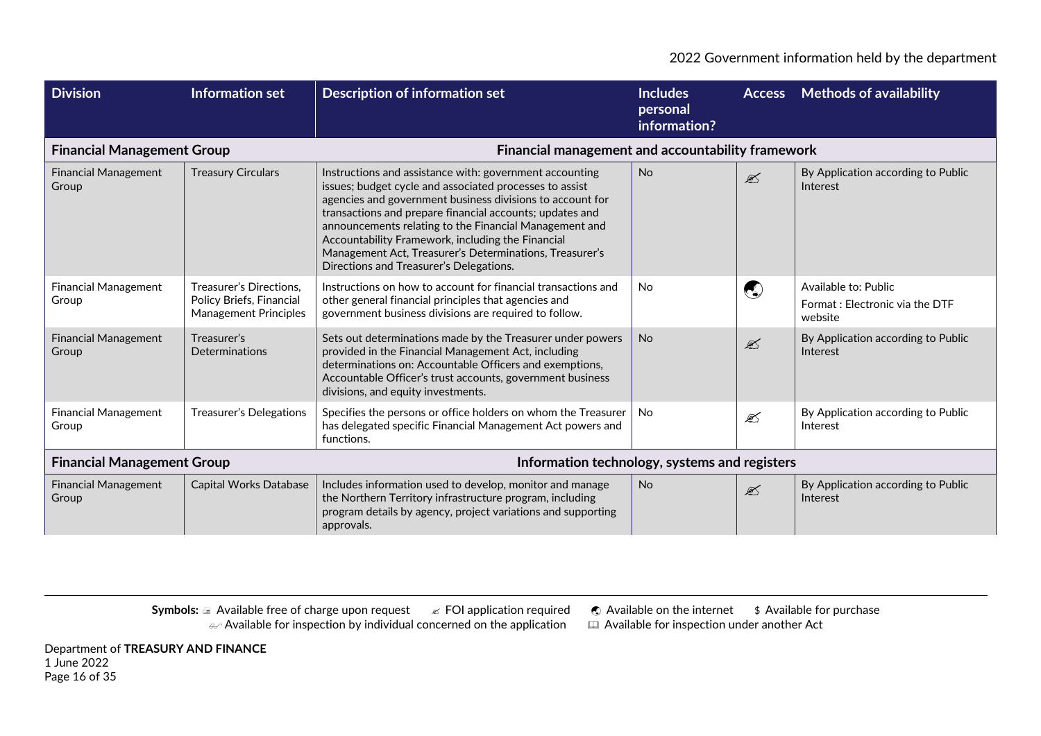| Division | Information set | Description of information set | Includes personal information? | Access | Methods of availability |
|---|---|---|---|---|---|
| **Financial Management Group** | | **Financial management and accountability framework** | | | |
| Financial Management Group | Treasury Circulars | Instructions and assistance with: government accounting issues; budget cycle and associated processes to assist agencies and government business divisions to account for transactions and prepare financial accounts; updates and announcements relating to the Financial Management and Accountability Framework, including the Financial Management Act, Treasurer's Determinations, Treasurer's Directions and Treasurer's Delegations. | No | ✍ | By Application according to Public Interest |
| Financial Management Group | Treasurer's Directions, Policy Briefs, Financial Management Principles | Instructions on how to account for financial transactions and other general financial principles that agencies and government business divisions are required to follow. | No | 🌏 | Available to: Public<br>Format : Electronic via the DTF website |
| Financial Management Group | Treasurer's Determinations | Sets out determinations made by the Treasurer under powers provided in the Financial Management Act, including determinations on: Accountable Officers and exemptions, Accountable Officer's trust accounts, government business divisions, and equity investments. | No | ✍ | By Application according to Public Interest |
| Financial Management Group | Treasurer's Delegations | Specifies the persons or office holders on whom the Treasurer has delegated specific Financial Management Act powers and functions. | No | ✍ | By Application according to Public Interest |
| **Financial Management Group** | | **Information technology, systems and registers** | | | |
| Financial Management Group | Capital Works Database | Includes information used to develop, monitor and manage the Northern Territory infrastructure program, including program details by agency, project variations and supporting approvals. | No | ✍ | By Application according to Public Interest |

**Symbols:** 🖃 Available free of charge upon request ✍ FOI application required 🌏 Available on the internet $ Available for purchase
✍ Available for inspection by individual concerned on the application 🕮 Available for inspection under another Act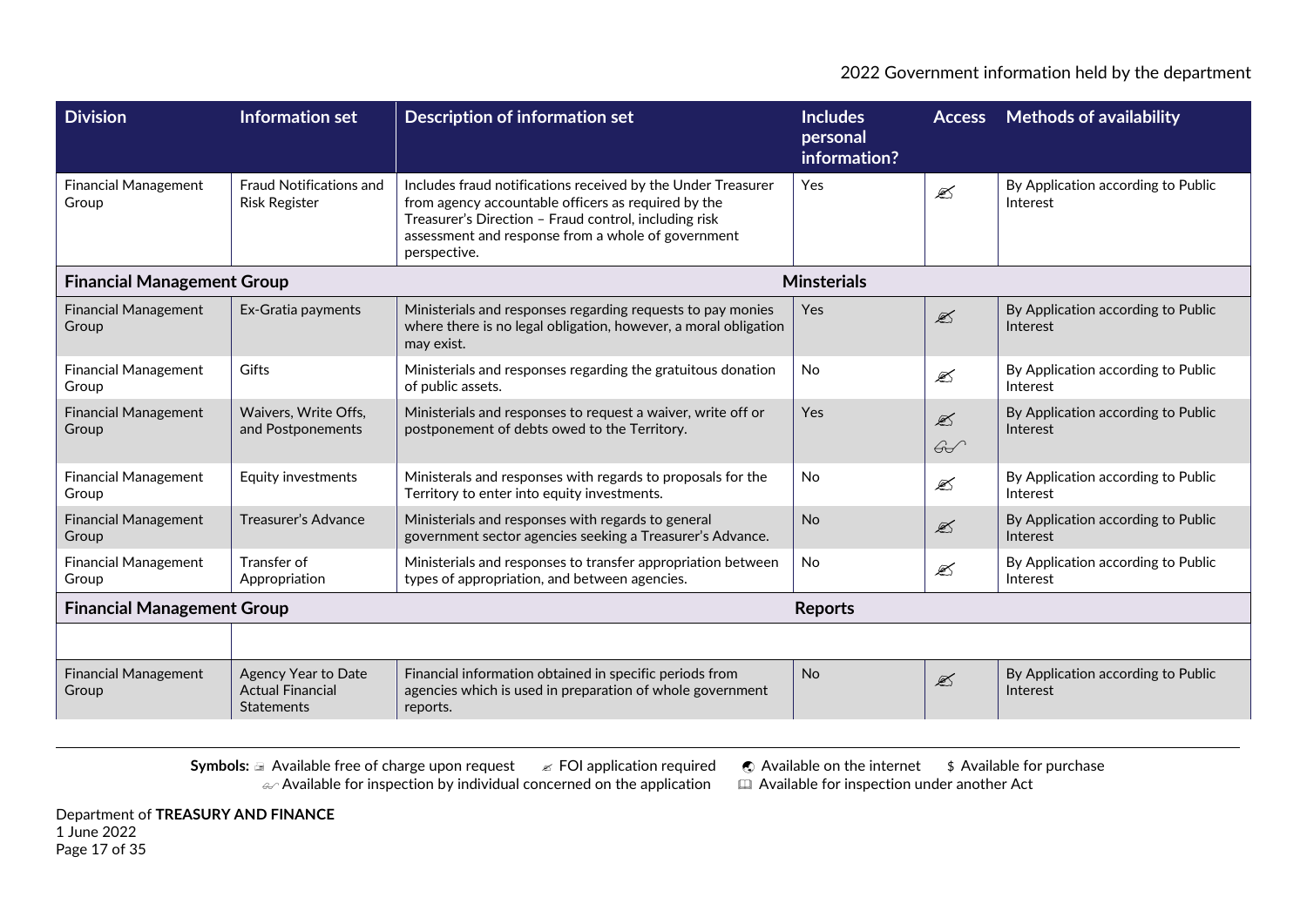| Division | Information set | Description of information set | Includes personal information? | Access | Methods of availability |
|---|---|---|---|---|---|
| Financial Management Group | Fraud Notifications and Risk Register | Includes fraud notifications received by the Under Treasurer from agency accountable officers as required by the Treasurer's Direction – Fraud control, including risk assessment and response from a whole of government perspective. | Yes | ✍ | By Application according to Public Interest |
| **Financial Management Group** | | | **Minsterials** | | |
| Financial Management Group | Ex-Gratia payments | Ministerials and responses regarding requests to pay monies where there is no legal obligation, however, a moral obligation may exist. | Yes | ✍ | By Application according to Public Interest |
| Financial Management Group | Gifts | Ministerials and responses regarding the gratuitous donation of public assets. | No | ✍ | By Application according to Public Interest |
| Financial Management Group | Waivers, Write Offs, and Postponements | Ministerials and responses to request a waiver, write off or postponement of debts owed to the Territory. | Yes | ✍ 👓 | By Application according to Public Interest |
| Financial Management Group | Equity investments | Ministerals and responses with regards to proposals for the Territory to enter into equity investments. | No | ✍ | By Application according to Public Interest |
| Financial Management Group | Treasurer's Advance | Ministerials and responses with regards to general government sector agencies seeking a Treasurer's Advance. | No | ✍ | By Application according to Public Interest |
| Financial Management Group | Transfer of Appropriation | Ministerials and responses to transfer appropriation between types of appropriation, and between agencies. | No | ✍ | By Application according to Public Interest |
| **Financial Management Group** | | | **Reports** | | |
| | | | | | |
| Financial Management Group | Agency Year to Date Actual Financial Statements | Financial information obtained in specific periods from agencies which is used in preparation of whole government reports. | No | ✍ | By Application according to Public Interest |

**Symbols:** 🖃 Available free of charge upon request ✍ FOI application required 🌐 Available on the internet $ Available for purchase 👓 Available for inspection by individual concerned on the application 📖 Available for inspection under another Act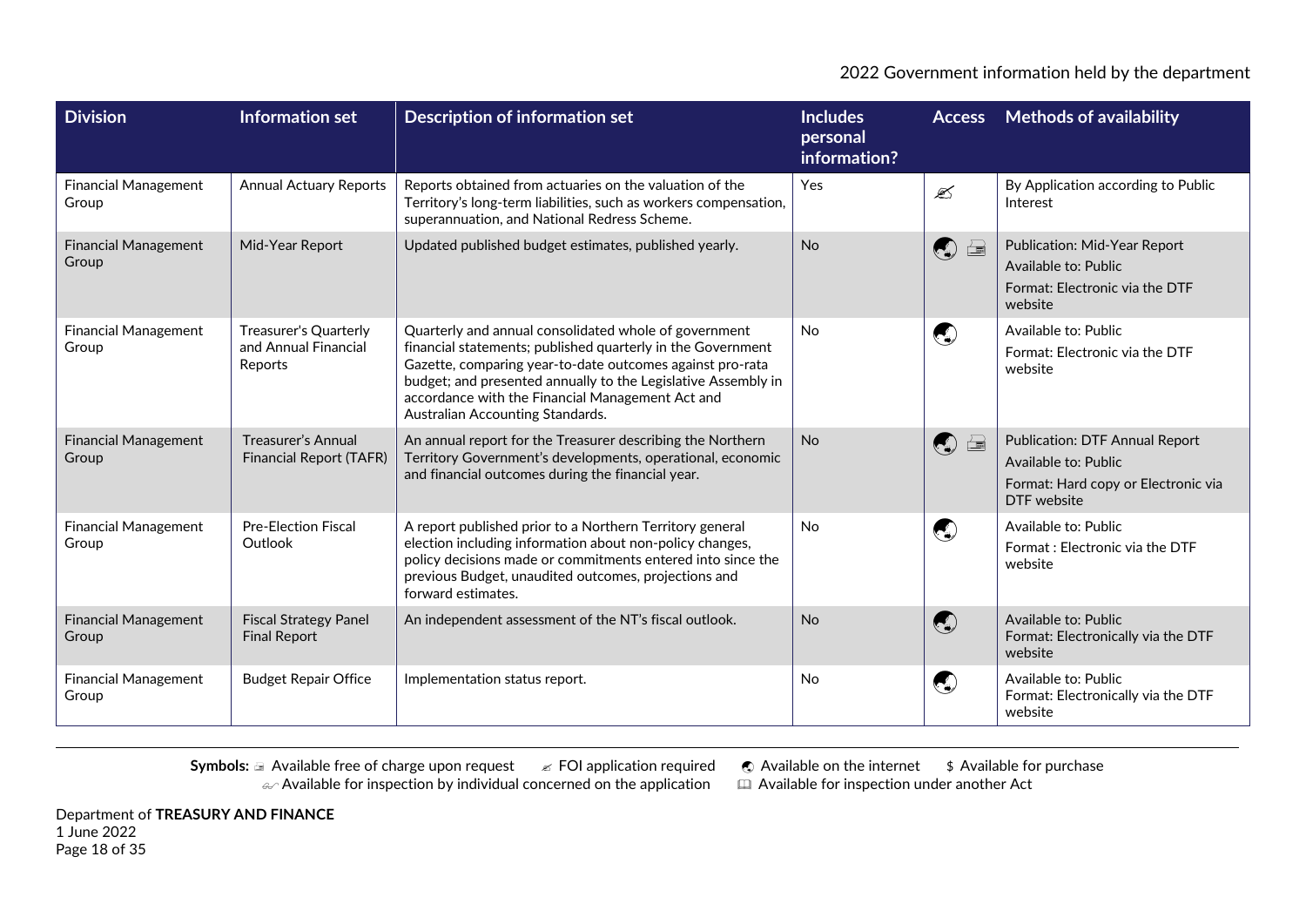| Division | Information set | Description of information set | Includes personal information? | Access | Methods of availability |
|---|---|---|---|---|---|
| Financial Management Group | Annual Actuary Reports | Reports obtained from actuaries on the valuation of the Territory's long-term liabilities, such as workers compensation, superannuation, and National Redress Scheme. | Yes | ✍ | By Application according to Public Interest |
| Financial Management Group | Mid-Year Report | Updated published budget estimates, published yearly. | No | 🌏 🖃 | Publication: Mid-Year Report<br>Available to: Public<br>Format: Electronic via the DTF website |
| Financial Management Group | Treasurer's Quarterly and Annual Financial Reports | Quarterly and annual consolidated whole of government financial statements; published quarterly in the Government Gazette, comparing year-to-date outcomes against pro-rata budget; and presented annually to the Legislative Assembly in accordance with the Financial Management Act and Australian Accounting Standards. | No | 🌏 | Available to: Public<br>Format: Electronic via the DTF website |
| Financial Management Group | Treasurer's Annual Financial Report (TAFR) | An annual report for the Treasurer describing the Northern Territory Government's developments, operational, economic and financial outcomes during the financial year. | No | 🌏 🖃 | Publication: DTF Annual Report<br>Available to: Public<br>Format: Hard copy or Electronic via DTF website |
| Financial Management Group | Pre-Election Fiscal Outlook | A report published prior to a Northern Territory general election including information about non-policy changes, policy decisions made or commitments entered into since the previous Budget, unaudited outcomes, projections and forward estimates. | No | 🌏 | Available to: Public<br>Format : Electronic via the DTF website |
| Financial Management Group | Fiscal Strategy Panel Final Report | An independent assessment of the NT's fiscal outlook. | No | 🌏 | Available to: Public<br>Format: Electronically via the DTF website |
| Financial Management Group | Budget Repair Office | Implementation status report. | No | 🌏 | Available to: Public<br>Format: Electronically via the DTF website |

**Symbols:** 🖃 Available free of charge upon request ✍ FOI application required 🌏 Available on the internet $ Available for purchase
✍ Available for inspection by individual concerned on the application 🕮 Available for inspection under another Act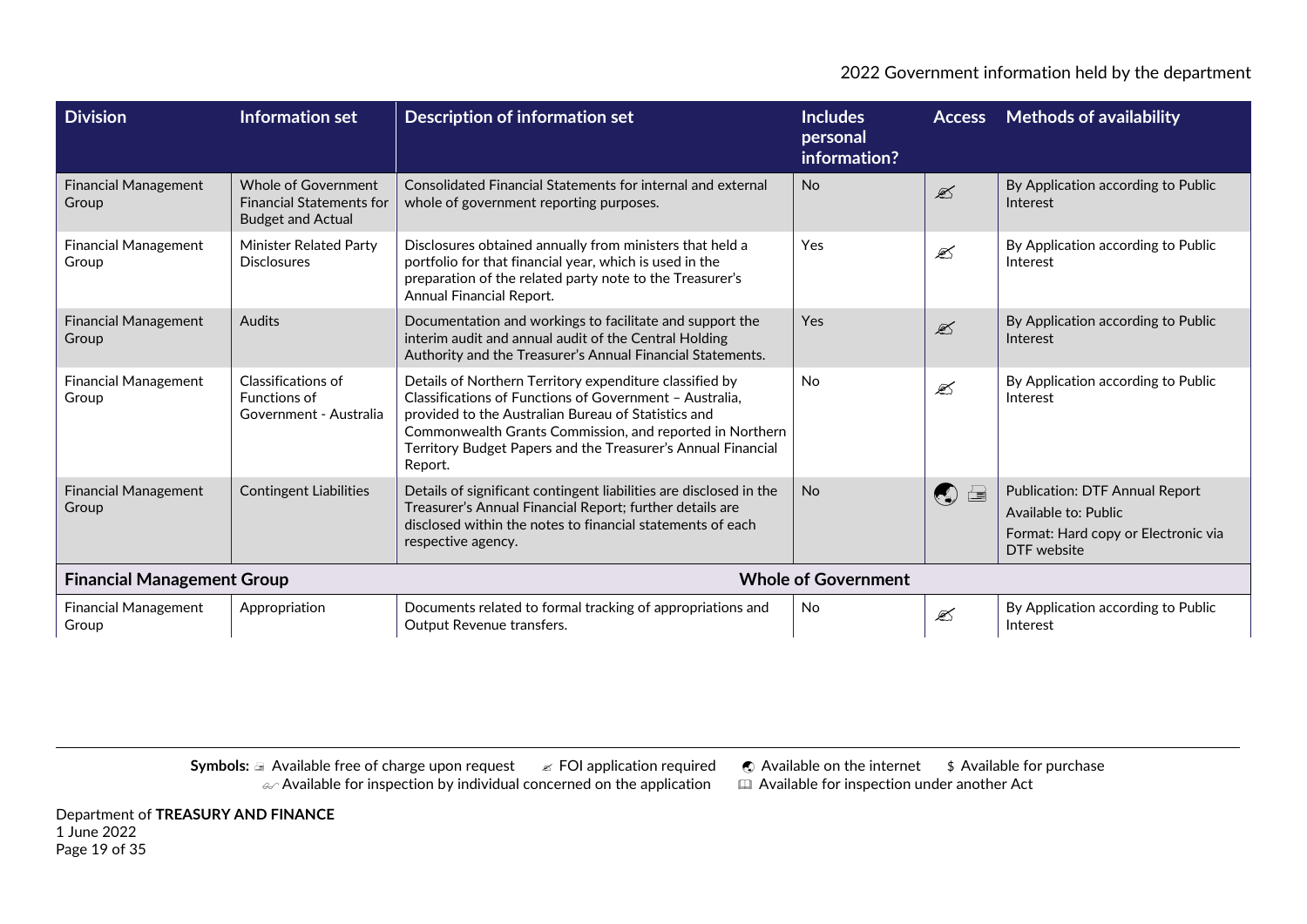| Division | Information set | Description of information set | Includes personal information? | Access | Methods of availability |
|---|---|---|---|---|---|
| Financial Management Group | Whole of Government Financial Statements for Budget and Actual | Consolidated Financial Statements for internal and external whole of government reporting purposes. | No | ✍ | By Application according to Public Interest |
| Financial Management Group | Minister Related Party Disclosures | Disclosures obtained annually from ministers that held a portfolio for that financial year, which is used in the preparation of the related party note to the Treasurer's Annual Financial Report. | Yes | ✍ | By Application according to Public Interest |
| Financial Management Group | Audits | Documentation and workings to facilitate and support the interim audit and annual audit of the Central Holding Authority and the Treasurer's Annual Financial Statements. | Yes | ✍ | By Application according to Public Interest |
| Financial Management Group | Classifications of Functions of Government - Australia | Details of Northern Territory expenditure classified by Classifications of Functions of Government – Australia, provided to the Australian Bureau of Statistics and Commonwealth Grants Commission, and reported in Northern Territory Budget Papers and the Treasurer's Annual Financial Report. | No | ✍ | By Application according to Public Interest |
| Financial Management Group | Contingent Liabilities | Details of significant contingent liabilities are disclosed in the Treasurer's Annual Financial Report; further details are disclosed within the notes to financial statements of each respective agency. | No | 🌏 🖃 | Publication: DTF Annual Report<br>Available to: Public<br>Format: Hard copy or Electronic via DTF website |
| **Financial Management Group** | | | **Whole of Government** | | |
| Financial Management Group | Appropriation | Documents related to formal tracking of appropriations and Output Revenue transfers. | No | ✍ | By Application according to Public Interest |

**Symbols:** 🖃 Available free of charge upon request ✍ FOI application required 🌏 Available on the internet $ Available for purchase
✍ Available for inspection by individual concerned on the application 🕮 Available for inspection under another Act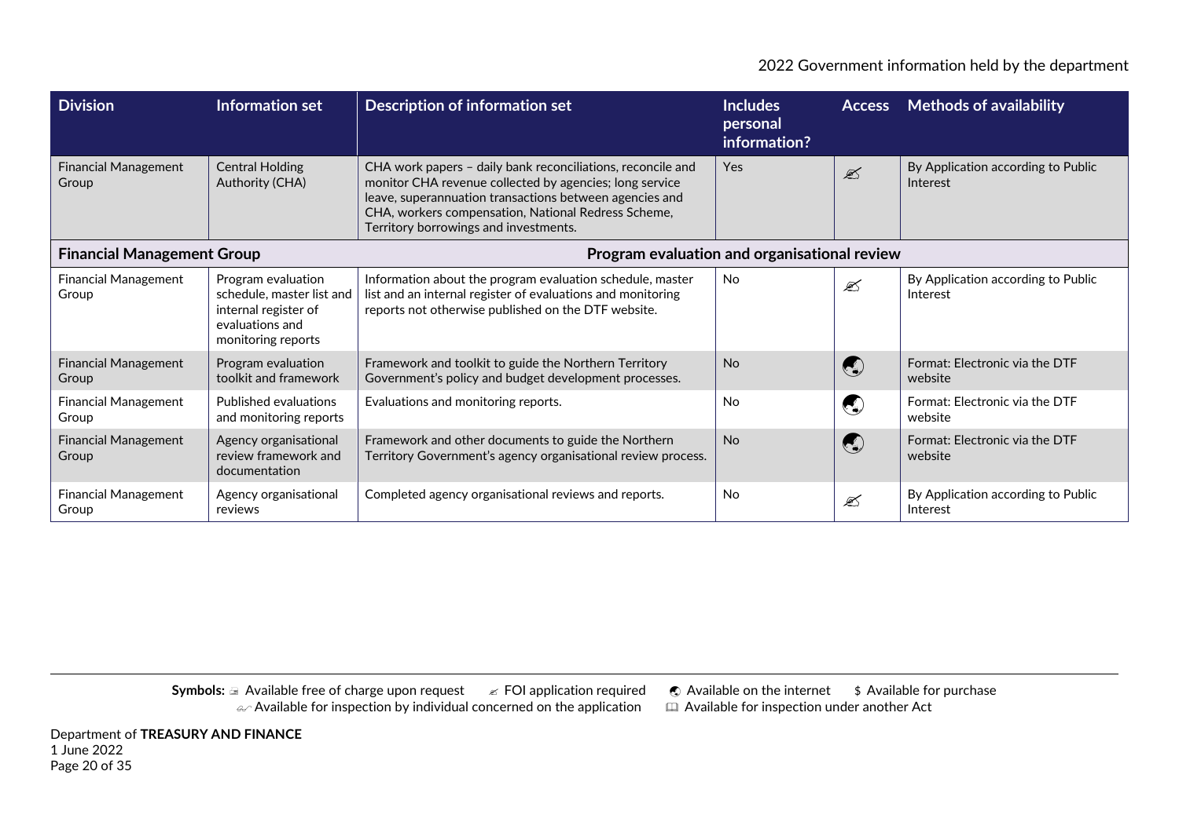| Division | Information set | Description of information set | Includes personal information? | Access | Methods of availability |
|---|---|---|---|---|---|
| Financial Management Group | Central Holding Authority (CHA) | CHA work papers – daily bank reconciliations, reconcile and monitor CHA revenue collected by agencies; long service leave, superannuation transactions between agencies and CHA, workers compensation, National Redress Scheme, Territory borrowings and investments. | Yes | ✍ | By Application according to Public Interest |
| **Financial Management Group** | | **Program evaluation and organisational review** | | | |
| Financial Management Group | Program evaluation schedule, master list and internal register of evaluations and monitoring reports | Information about the program evaluation schedule, master list and an internal register of evaluations and monitoring reports not otherwise published on the DTF website. | No | ✍ | By Application according to Public Interest |
| Financial Management Group | Program evaluation toolkit and framework | Framework and toolkit to guide the Northern Territory Government's policy and budget development processes. | No | 🌏 | Format: Electronic via the DTF website |
| Financial Management Group | Published evaluations and monitoring reports | Evaluations and monitoring reports. | No | 🌏 | Format: Electronic via the DTF website |
| Financial Management Group | Agency organisational review framework and documentation | Framework and other documents to guide the Northern Territory Government's agency organisational review process. | No | 🌏 | Format: Electronic via the DTF website |
| Financial Management Group | Agency organisational reviews | Completed agency organisational reviews and reports. | No | ✍ | By Application according to Public Interest |

**Symbols:** 🖃 Available free of charge upon request ✍ FOI application required 🌏 Available on the internet $ Available for purchase
Available for inspection by individual concerned on the application 🕮 Available for inspection under another Act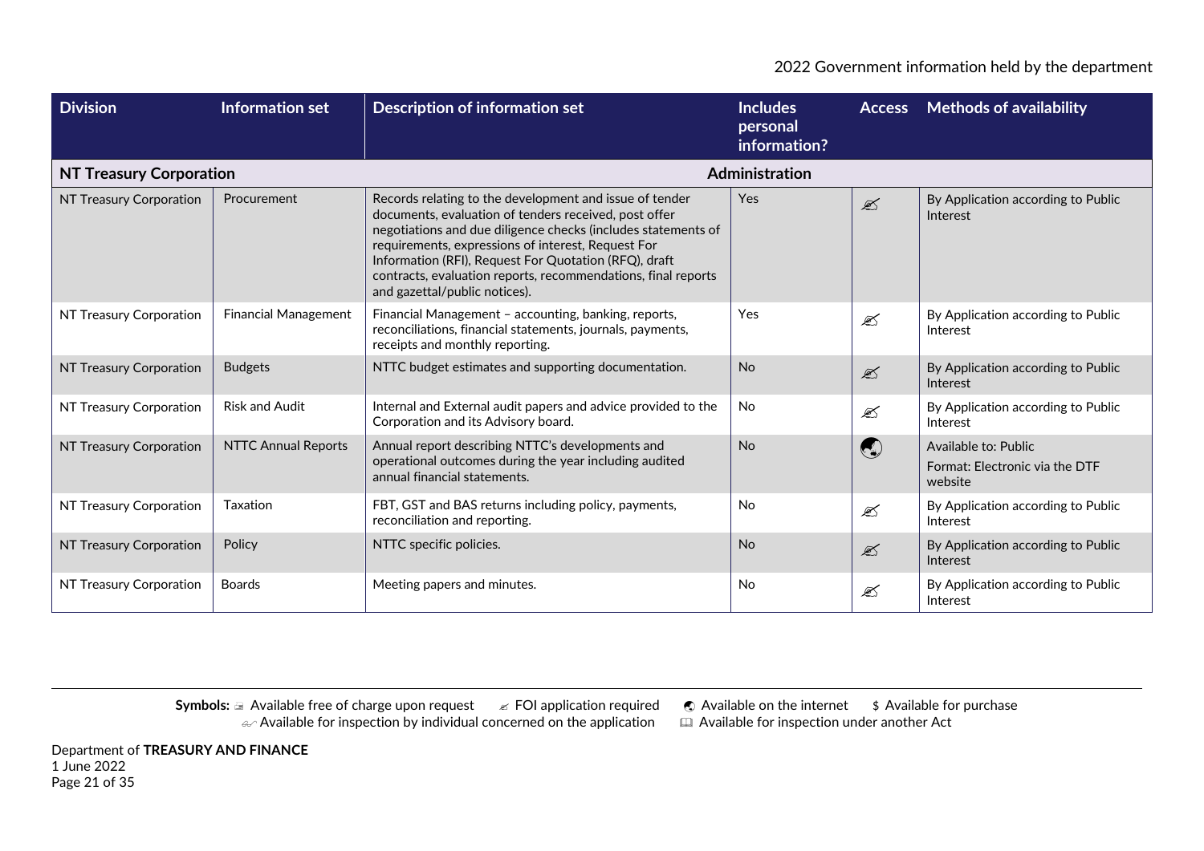| Division | Information set | Description of information set | Includes personal information? | Access | Methods of availability |
|---|---|---|---|---|---|
| **NT Treasury Corporation** | | **Administration** | | | |
| NT Treasury Corporation | Procurement | Records relating to the development and issue of tender documents, evaluation of tenders received, post offer negotiations and due diligence checks (includes statements of requirements, expressions of interest, Request For Information (RFI), Request For Quotation (RFQ), draft contracts, evaluation reports, recommendations, final reports and gazettal/public notices). | Yes | ✍ | By Application according to Public Interest |
| NT Treasury Corporation | Financial Management | Financial Management – accounting, banking, reports, reconciliations, financial statements, journals, payments, receipts and monthly reporting. | Yes | ✍ | By Application according to Public Interest |
| NT Treasury Corporation | Budgets | NTTC budget estimates and supporting documentation. | No | ✍ | By Application according to Public Interest |
| NT Treasury Corporation | Risk and Audit | Internal and External audit papers and advice provided to the Corporation and its Advisory board. | No | ✍ | By Application according to Public Interest |
| NT Treasury Corporation | NTTC Annual Reports | Annual report describing NTTC's developments and operational outcomes during the year including audited annual financial statements. | No | 🌏 | Available to: Public<br>Format: Electronic via the DTF website |
| NT Treasury Corporation | Taxation | FBT, GST and BAS returns including policy, payments, reconciliation and reporting. | No | ✍ | By Application according to Public Interest |
| NT Treasury Corporation | Policy | NTTC specific policies. | No | ✍ | By Application according to Public Interest |
| NT Treasury Corporation | Boards | Meeting papers and minutes. | No | ✍ | By Application according to Public Interest |

**Symbols:** 🖃 Available free of charge upon request ✍ FOI application required 🌏 Available on the internet $ Available for purchase
👓 Available for inspection by individual concerned on the application 🕮 Available for inspection under another Act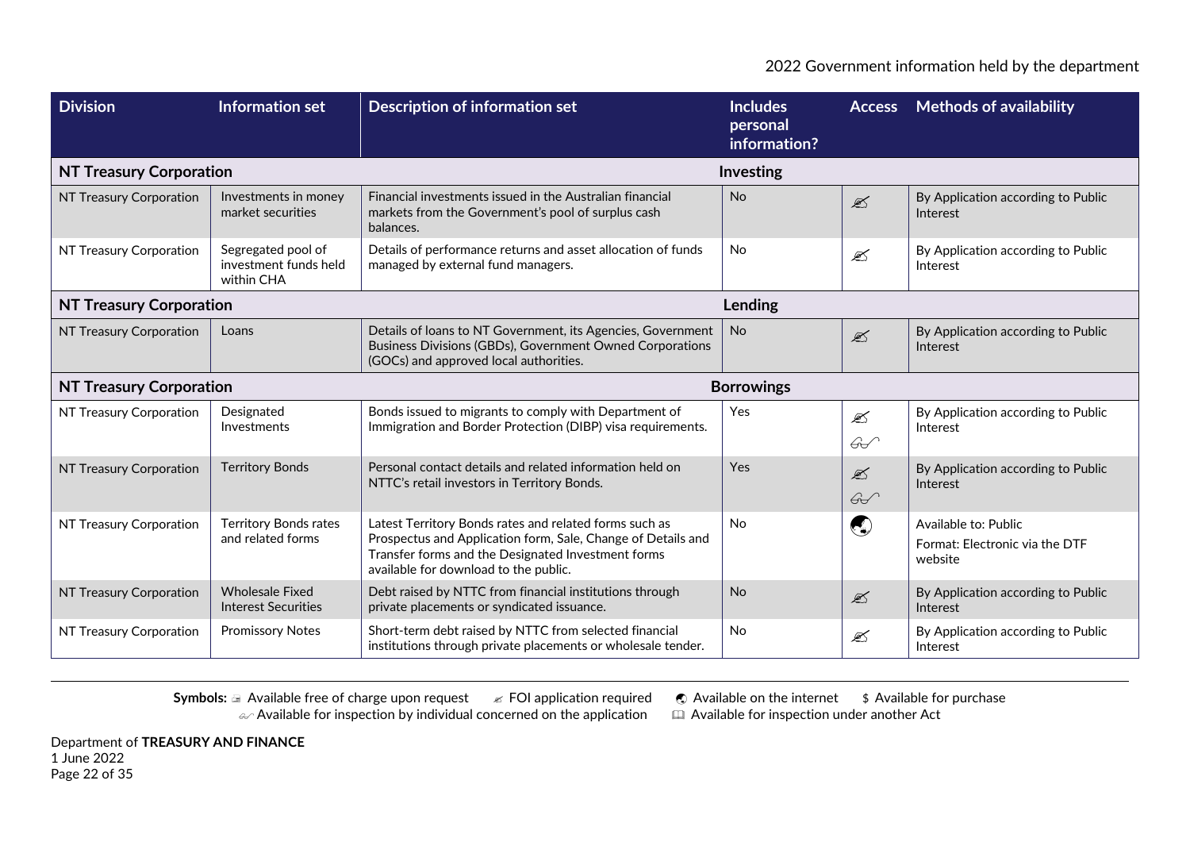| Division | Information set | Description of information set | Includes personal information? | Access | Methods of availability |
|---|---|---|---|---|---|
| **NT Treasury Corporation** | | | **Investing** | | |
| NT Treasury Corporation | Investments in money market securities | Financial investments issued in the Australian financial markets from the Government's pool of surplus cash balances. | No | ✍ | By Application according to Public Interest |
| NT Treasury Corporation | Segregated pool of investment funds held within CHA | Details of performance returns and asset allocation of funds managed by external fund managers. | No | ✍ | By Application according to Public Interest |
| **NT Treasury Corporation** | | | **Lending** | | |
| NT Treasury Corporation | Loans | Details of loans to NT Government, its Agencies, Government Business Divisions (GBDs), Government Owned Corporations (GOCs) and approved local authorities. | No | ✍ | By Application according to Public Interest |
| **NT Treasury Corporation** | | | **Borrowings** | | |
| NT Treasury Corporation | Designated Investments | Bonds issued to migrants to comply with Department of Immigration and Border Protection (DIBP) visa requirements. | Yes | ✍ 👓 | By Application according to Public Interest |
| NT Treasury Corporation | Territory Bonds | Personal contact details and related information held on NTTC's retail investors in Territory Bonds. | Yes | ✍ 👓 | By Application according to Public Interest |
| NT Treasury Corporation | Territory Bonds rates and related forms | Latest Territory Bonds rates and related forms such as Prospectus and Application form, Sale, Change of Details and Transfer forms and the Designated Investment forms available for download to the public. | No | 🌏 | Available to: Public<br>Format: Electronic via the DTF website |
| NT Treasury Corporation | Wholesale Fixed Interest Securities | Debt raised by NTTC from financial institutions through private placements or syndicated issuance. | No | ✍ | By Application according to Public Interest |
| NT Treasury Corporation | Promissory Notes | Short-term debt raised by NTTC from selected financial institutions through private placements or wholesale tender. | No | ✍ | By Application according to Public Interest |

**Symbols:** ✉ Available free of charge upon request ✍ FOI application required 🌏 Available on the internet $ Available for purchase
👓 Available for inspection by individual concerned on the application 📖 Available for inspection under another Act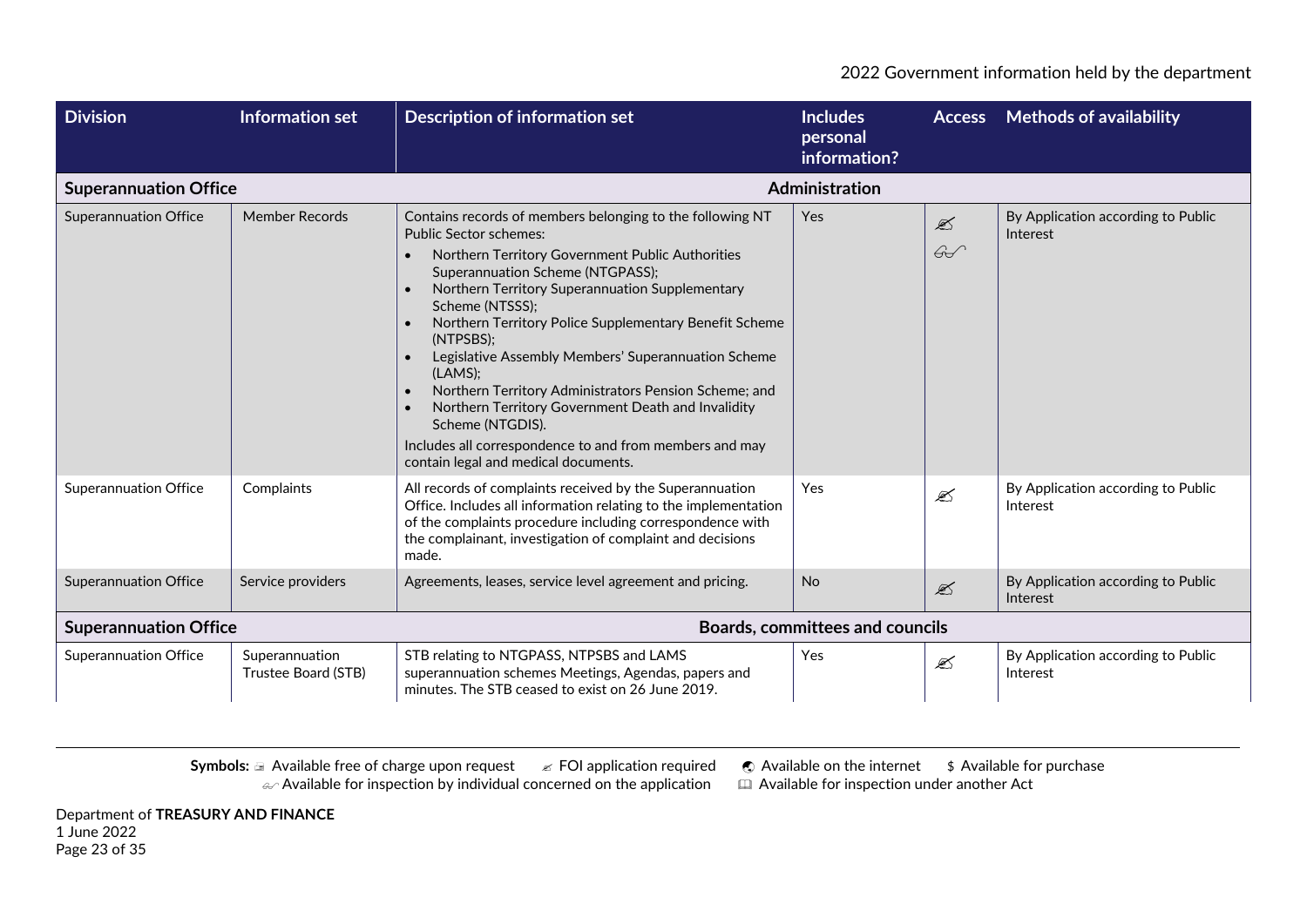| Division | Information set | Description of information set | Includes personal information? | Access | Methods of availability |
|---|---|---|---|---|---|
| **Superannuation Office** | | **Administration** | | | |
| Superannuation Office | Member Records | Contains records of members belonging to the following NT Public Sector schemes:<br>• Northern Territory Government Public Authorities Superannuation Scheme (NTGPASS);<br>• Northern Territory Superannuation Supplementary Scheme (NTSSS);<br>• Northern Territory Police Supplementary Benefit Scheme (NTPSBS);<br>• Legislative Assembly Members' Superannuation Scheme (LAMS);<br>• Northern Territory Administrators Pension Scheme; and<br>• Northern Territory Government Death and Invalidity Scheme (NTGDIS).<br>Includes all correspondence to and from members and may contain legal and medical documents. | Yes | ✍ 👓 | By Application according to Public Interest |
| Superannuation Office | Complaints | All records of complaints received by the Superannuation Office. Includes all information relating to the implementation of the complaints procedure including correspondence with the complainant, investigation of complaint and decisions made. | Yes | ✍ | By Application according to Public Interest |
| Superannuation Office | Service providers | Agreements, leases, service level agreement and pricing. | No | ✍ | By Application according to Public Interest |
| **Superannuation Office** | | **Boards, committees and councils** | | | |
| Superannuation Office | Superannuation Trustee Board (STB) | STB relating to NTGPASS, NTPSBS and LAMS superannuation schemes Meetings, Agendas, papers and minutes. The STB ceased to exist on 26 June 2019. | Yes | ✍ | By Application according to Public Interest |

**Symbols:** 🖃 Available free of charge upon request ✍ FOI application required 🌐 Available on the internet $ Available for purchase
👓 Available for inspection by individual concerned on the application 🕮 Available for inspection under another Act

Department of **TREASURY AND FINANCE**
1 June 2022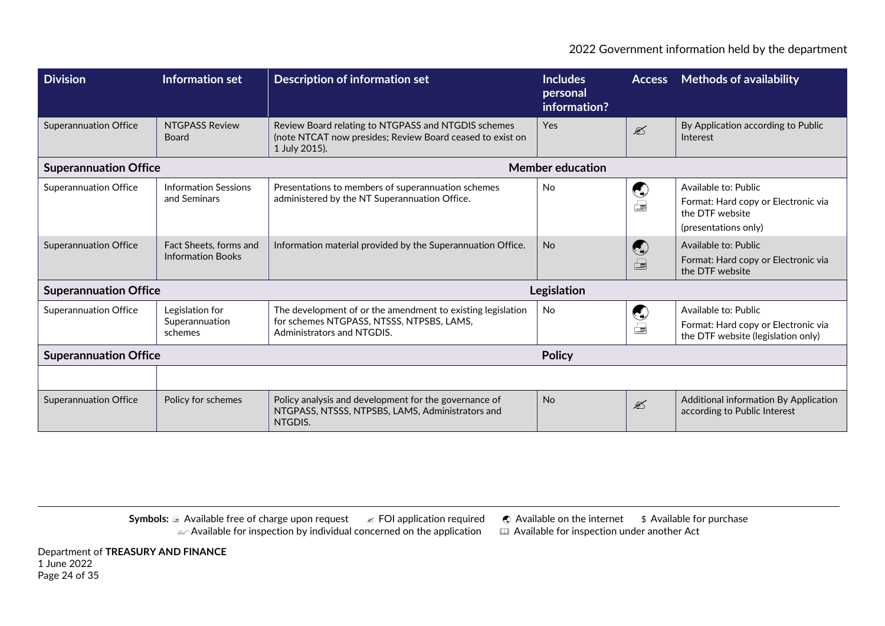| Division | Information set | Description of information set | Includes personal information? | Access | Methods of availability |
|---|---|---|---|---|---|
| Superannuation Office | NTGPASS Review Board | Review Board relating to NTGPASS and NTGDIS schemes (note NTCAT now presides; Review Board ceased to exist on 1 July 2015). | Yes | ✍ | By Application according to Public Interest |
| **Superannuation Office** | | | **Member education** | | |
| Superannuation Office | Information Sessions and Seminars | Presentations to members of superannuation schemes administered by the NT Superannuation Office. | No | 🌏 📠 | Available to: Public<br>Format: Hard copy or Electronic via the DTF website<br>(presentations only) |
| Superannuation Office | Fact Sheets, forms and Information Books | Information material provided by the Superannuation Office. | No | 🌏 📠 | Available to: Public<br>Format: Hard copy or Electronic via the DTF website |
| **Superannuation Office** | | | **Legislation** | | |
| Superannuation Office | Legislation for Superannuation schemes | The development of or the amendment to existing legislation for schemes NTGPASS, NTSSS, NTPSBS, LAMS, Administrators and NTGDIS. | No | 🌏 📠 | Available to: Public<br>Format: Hard copy or Electronic via the DTF website (legislation only) |
| **Superannuation Office** | | | **Policy** | | |
| | | | | | |
| Superannuation Office | Policy for schemes | Policy analysis and development for the governance of NTGPASS, NTSSS, NTPSBS, LAMS, Administrators and NTGDIS. | No | ✍ | Additional information By Application according to Public Interest |

**Symbols:** 📠 Available free of charge upon request ✍ FOI application required 🌏 Available on the internet $ Available for purchase
Available for inspection by individual concerned on the application 📖 Available for inspection under another Act

Department of **TREASURY AND FINANCE**
1 June 2022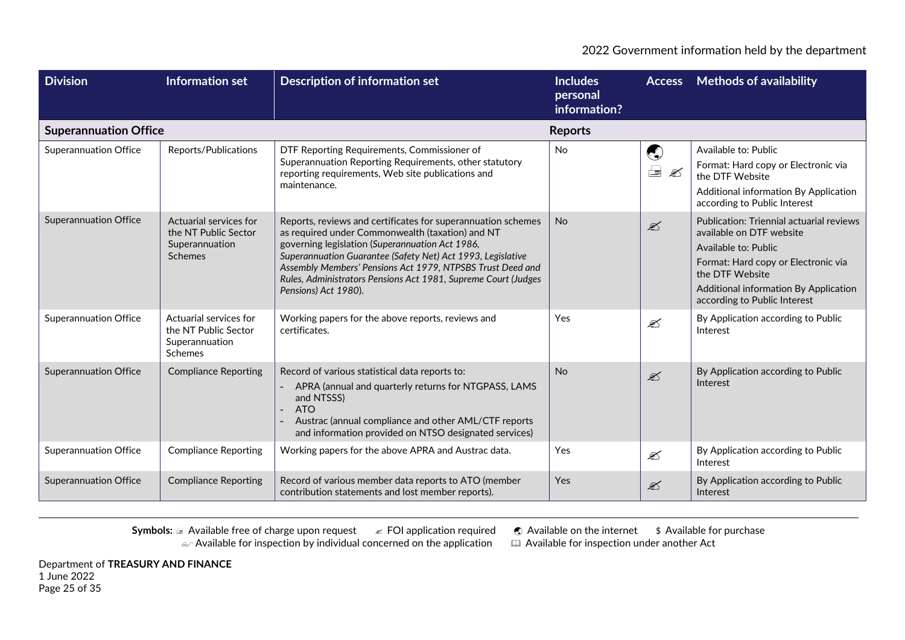| Division | Information set | Description of information set | Includes personal information? | Access | Methods of availability |
|---|---|---|---|---|---|
| **Superannuation Office** | | | **Reports** | | |
| Superannuation Office | Reports/Publications | DTF Reporting Requirements, Commissioner of Superannuation Reporting Requirements, other statutory reporting requirements, Web site publications and maintenance. | No | 🌏 🖃 ✍ | Available to: Public<br>Format: Hard copy or Electronic via the DTF Website<br>Additional information By Application according to Public Interest |
| Superannuation Office | Actuarial services for the NT Public Sector Superannuation Schemes | Reports, reviews and certificates for superannuation schemes as required under Commonwealth (taxation) and NT governing legislation (*Superannuation Act 1986, Superannuation Guarantee (Safety Net) Act 1993, Legislative Assembly Members' Pensions Act 1979, NTPSBS Trust Deed and Rules, Administrators Pensions Act 1981, Supreme Court (Judges Pensions) Act 1980).* | No | ✍ | Publication: Triennial actuarial reviews available on DTF website<br>Available to: Public<br>Format: Hard copy or Electronic via the DTF Website<br>Additional information By Application according to Public Interest |
| Superannuation Office | Actuarial services for the NT Public Sector Superannuation Schemes | Working papers for the above reports, reviews and certificates. | Yes | ✍ | By Application according to Public Interest |
| Superannuation Office | Compliance Reporting | Record of various statistical data reports to:<br>- APRA (annual and quarterly returns for NTGPASS, LAMS and NTSSS)<br>- ATO<br>- Austrac (annual compliance and other AML/CTF reports and information provided on NTSO designated services) | No | ✍ | By Application according to Public Interest |
| Superannuation Office | Compliance Reporting | Working papers for the above APRA and Austrac data. | Yes | ✍ | By Application according to Public Interest |
| Superannuation Office | Compliance Reporting | Record of various member data reports to ATO (member contribution statements and lost member reports). | Yes | ✍ | By Application according to Public Interest |

**Symbols:** 🖃 Available free of charge upon request ✍ FOI application required 🌏 Available on the internet $ Available for purchase
✍ Available for inspection by individual concerned on the application 📖 Available for inspection under another Act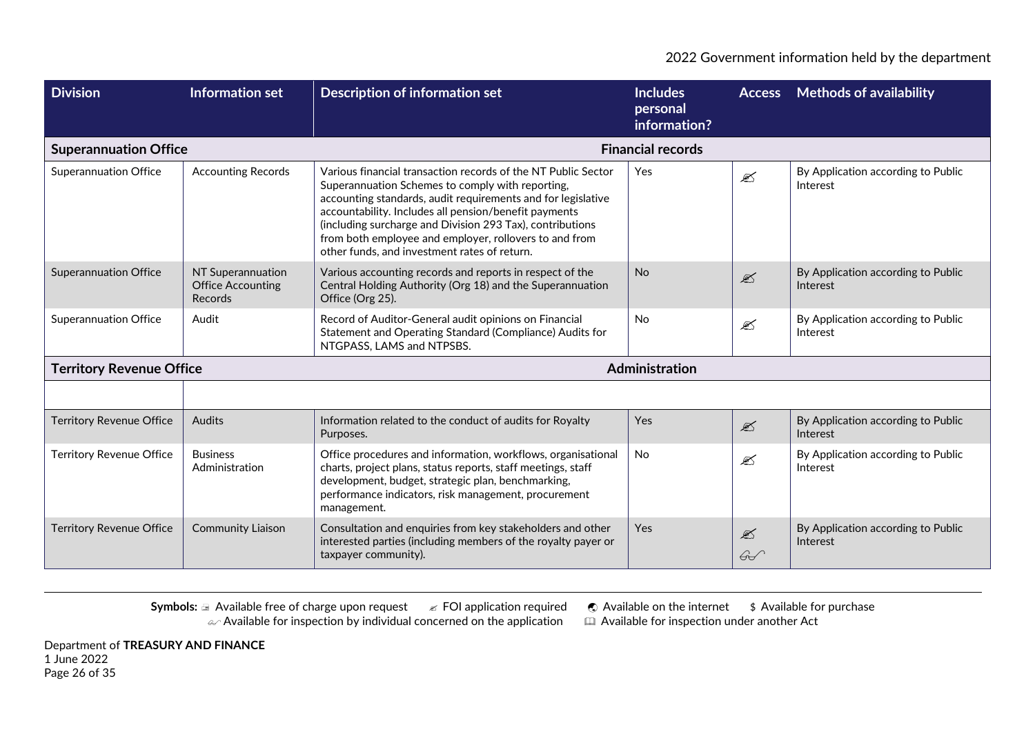| Division | Information set | Description of information set | Includes personal information? | Access | Methods of availability |
|---|---|---|---|---|---|
| **Superannuation Office** | | | **Financial records** | | |
| Superannuation Office | Accounting Records | Various financial transaction records of the NT Public Sector Superannuation Schemes to comply with reporting, accounting standards, audit requirements and for legislative accountability. Includes all pension/benefit payments (including surcharge and Division 293 Tax), contributions from both employee and employer, rollovers to and from other funds, and investment rates of return. | Yes | ✍ | By Application according to Public Interest |
| Superannuation Office | NT Superannuation Office Accounting Records | Various accounting records and reports in respect of the Central Holding Authority (Org 18) and the Superannuation Office (Org 25). | No | ✍ | By Application according to Public Interest |
| Superannuation Office | Audit | Record of Auditor-General audit opinions on Financial Statement and Operating Standard (Compliance) Audits for NTGPASS, LAMS and NTPSBS. | No | ✍ | By Application according to Public Interest |
| **Territory Revenue Office** | | | **Administration** | | |
| | | | | | |
| Territory Revenue Office | Audits | Information related to the conduct of audits for Royalty Purposes. | Yes | ✍ | By Application according to Public Interest |
| Territory Revenue Office | Business Administration | Office procedures and information, workflows, organisational charts, project plans, status reports, staff meetings, staff development, budget, strategic plan, benchmarking, performance indicators, risk management, procurement management. | No | ✍ | By Application according to Public Interest |
| Territory Revenue Office | Community Liaison | Consultation and enquiries from key stakeholders and other interested parties (including members of the royalty payer or taxpayer community). | Yes | ✍ 👓 | By Application according to Public Interest |

**Symbols:** 🖃 Available free of charge upon request ✍ FOI application required 🌍 Available on the internet $ Available for purchase
👓 Available for inspection by individual concerned on the application 📖 Available for inspection under another Act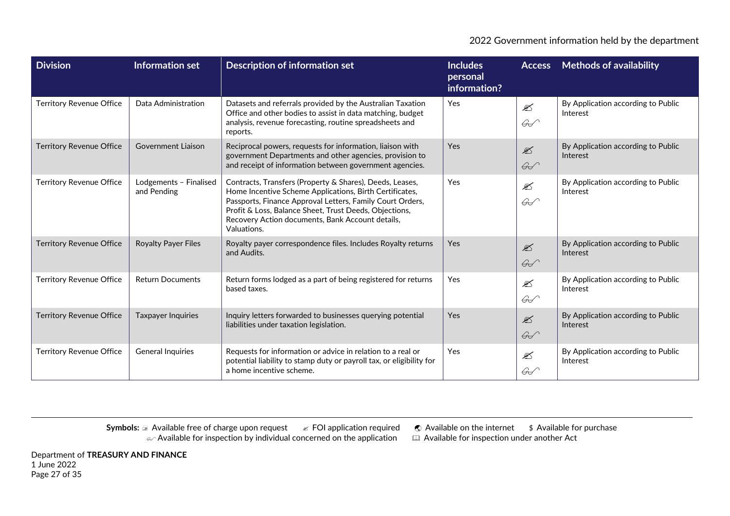| Division | Information set | Description of information set | Includes personal information? | Access | Methods of availability |
|---|---|---|---|---|---|
| Territory Revenue Office | Data Administration | Datasets and referrals provided by the Australian Taxation Office and other bodies to assist in data matching, budget analysis, revenue forecasting, routine spreadsheets and reports. | Yes | ✍ 👓 | By Application according to Public Interest |
| Territory Revenue Office | Government Liaison | Reciprocal powers, requests for information, liaison with government Departments and other agencies, provision to and receipt of information between government agencies. | Yes | ✍ 👓 | By Application according to Public Interest |
| Territory Revenue Office | Lodgements – Finalised and Pending | Contracts, Transfers (Property & Shares), Deeds, Leases, Home Incentive Scheme Applications, Birth Certificates, Passports, Finance Approval Letters, Family Court Orders, Profit & Loss, Balance Sheet, Trust Deeds, Objections, Recovery Action documents, Bank Account details, Valuations. | Yes | ✍ 👓 | By Application according to Public Interest |
| Territory Revenue Office | Royalty Payer Files | Royalty payer correspondence files. Includes Royalty returns and Audits. | Yes | ✍ 👓 | By Application according to Public Interest |
| Territory Revenue Office | Return Documents | Return forms lodged as a part of being registered for returns based taxes. | Yes | ✍ 👓 | By Application according to Public Interest |
| Territory Revenue Office | Taxpayer Inquiries | Inquiry letters forwarded to businesses querying potential liabilities under taxation legislation. | Yes | ✍ 👓 | By Application according to Public Interest |
| Territory Revenue Office | General Inquiries | Requests for information or advice in relation to a real or potential liability to stamp duty or payroll tax, or eligibility for a home incentive scheme. | Yes | ✍ 👓 | By Application according to Public Interest |

**Symbols:** 🖃 Available free of charge upon request ✍ FOI application required 🌐 Available on the internet $ Available for purchase 👓 Available for inspection by individual concerned on the application 🕮 Available for inspection under another Act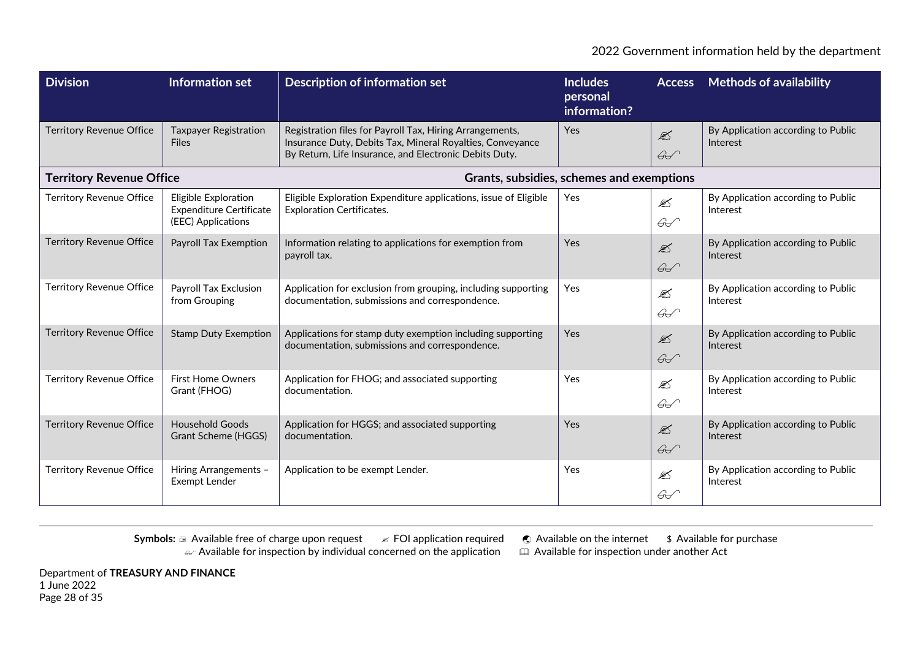| Division | Information set | Description of information set | Includes personal information? | Access | Methods of availability |
|---|---|---|---|---|---|
| Territory Revenue Office | Taxpayer Registration Files | Registration files for Payroll Tax, Hiring Arrangements, Insurance Duty, Debits Tax, Mineral Royalties, Conveyance By Return, Life Insurance, and Electronic Debits Duty. | Yes | ✍ 👓 | By Application according to Public Interest |
| **Territory Revenue Office** | | **Grants, subsidies, schemes and exemptions** | | | |
| Territory Revenue Office | Eligible Exploration Expenditure Certificate (EEC) Applications | Eligible Exploration Expenditure applications, issue of Eligible Exploration Certificates. | Yes | ✍ 👓 | By Application according to Public Interest |
| Territory Revenue Office | Payroll Tax Exemption | Information relating to applications for exemption from payroll tax. | Yes | ✍ 👓 | By Application according to Public Interest |
| Territory Revenue Office | Payroll Tax Exclusion from Grouping | Application for exclusion from grouping, including supporting documentation, submissions and correspondence. | Yes | ✍ 👓 | By Application according to Public Interest |
| Territory Revenue Office | Stamp Duty Exemption | Applications for stamp duty exemption including supporting documentation, submissions and correspondence. | Yes | ✍ 👓 | By Application according to Public Interest |
| Territory Revenue Office | First Home Owners Grant (FHOG) | Application for FHOG; and associated supporting documentation. | Yes | ✍ 👓 | By Application according to Public Interest |
| Territory Revenue Office | Household Goods Grant Scheme (HGGS) | Application for HGGS; and associated supporting documentation. | Yes | ✍ 👓 | By Application according to Public Interest |
| Territory Revenue Office | Hiring Arrangements – Exempt Lender | Application to be exempt Lender. | Yes | ✍ 👓 | By Application according to Public Interest |

**Symbols:** 🖃 Available free of charge upon request ✍ FOI application required 🌍 Available on the internet $ Available for purchase
👓 Available for inspection by individual concerned on the application 🕮 Available for inspection under another Act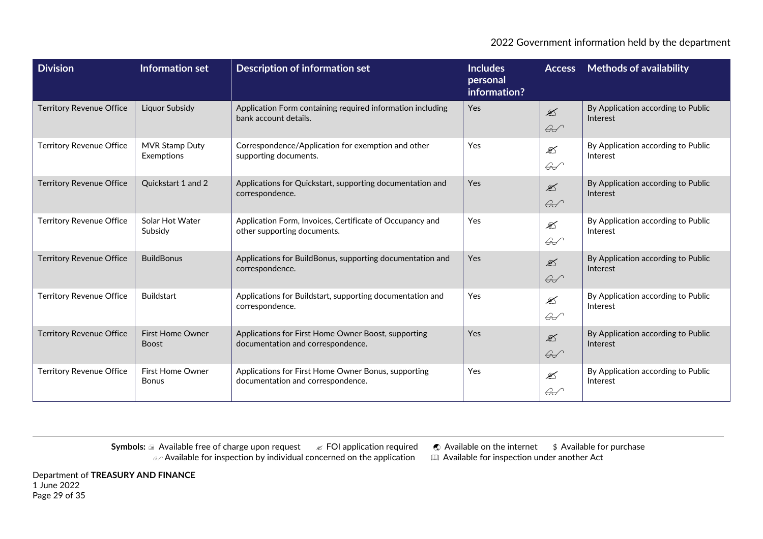| Division | Information set | Description of information set | Includes personal information? | Access | Methods of availability |
|---|---|---|---|---|---|
| Territory Revenue Office | Liquor Subsidy | Application Form containing required information including bank account details. | Yes | ✍ 👓 | By Application according to Public Interest |
| Territory Revenue Office | MVR Stamp Duty Exemptions | Correspondence/Application for exemption and other supporting documents. | Yes | ✍ 👓 | By Application according to Public Interest |
| Territory Revenue Office | Quickstart 1 and 2 | Applications for Quickstart, supporting documentation and correspondence. | Yes | ✍ 👓 | By Application according to Public Interest |
| Territory Revenue Office | Solar Hot Water Subsidy | Application Form, Invoices, Certificate of Occupancy and other supporting documents. | Yes | ✍ 👓 | By Application according to Public Interest |
| Territory Revenue Office | BuildBonus | Applications for BuildBonus, supporting documentation and correspondence. | Yes | ✍ 👓 | By Application according to Public Interest |
| Territory Revenue Office | Buildstart | Applications for Buildstart, supporting documentation and correspondence. | Yes | ✍ 👓 | By Application according to Public Interest |
| Territory Revenue Office | First Home Owner Boost | Applications for First Home Owner Boost, supporting documentation and correspondence. | Yes | ✍ 👓 | By Application according to Public Interest |
| Territory Revenue Office | First Home Owner Bonus | Applications for First Home Owner Bonus, supporting documentation and correspondence. | Yes | ✍ 👓 | By Application according to Public Interest |

**Symbols:** 🖃 Available free of charge upon request ✍ FOI application required 🌏 Available on the internet $ Available for purchase
👓 Available for inspection by individual concerned on the application 🕮 Available for inspection under another Act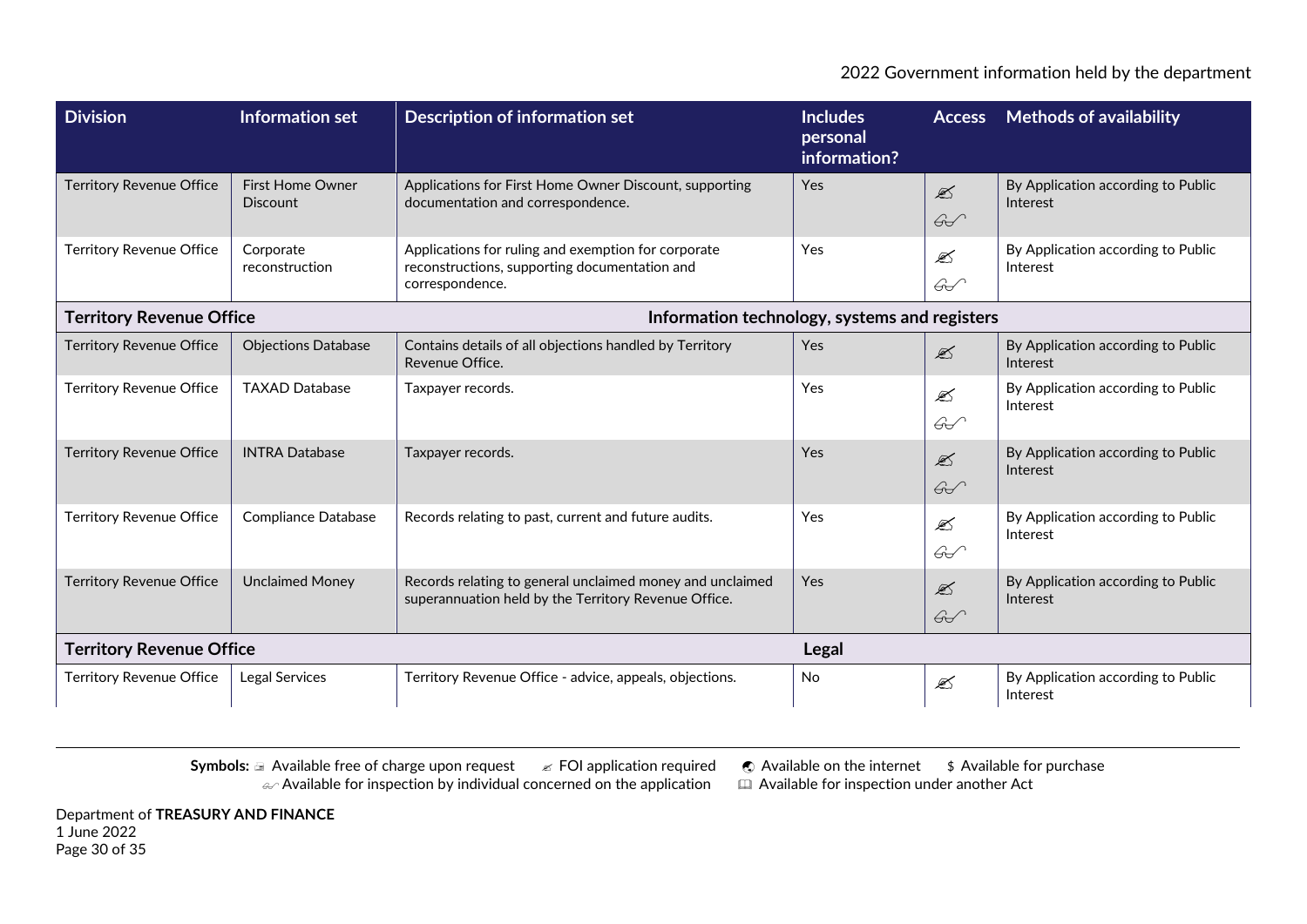| Division | Information set | Description of information set | Includes personal information? | Access | Methods of availability |
|---|---|---|---|---|---|
| Territory Revenue Office | First Home Owner Discount | Applications for First Home Owner Discount, supporting documentation and correspondence. | Yes | ✍ 👓 | By Application according to Public Interest |
| Territory Revenue Office | Corporate reconstruction | Applications for ruling and exemption for corporate reconstructions, supporting documentation and correspondence. | Yes | ✍ 👓 | By Application according to Public Interest |
| **Territory Revenue Office** | | **Information technology, systems and registers** | | | |
| Territory Revenue Office | Objections Database | Contains details of all objections handled by Territory Revenue Office. | Yes | ✍ | By Application according to Public Interest |
| Territory Revenue Office | TAXAD Database | Taxpayer records. | Yes | ✍ 👓 | By Application according to Public Interest |
| Territory Revenue Office | INTRA Database | Taxpayer records. | Yes | ✍ 👓 | By Application according to Public Interest |
| Territory Revenue Office | Compliance Database | Records relating to past, current and future audits. | Yes | ✍ 👓 | By Application according to Public Interest |
| Territory Revenue Office | Unclaimed Money | Records relating to general unclaimed money and unclaimed superannuation held by the Territory Revenue Office. | Yes | ✍ 👓 | By Application according to Public Interest |
| **Territory Revenue Office** | | | **Legal** | | |
| Territory Revenue Office | Legal Services | Territory Revenue Office - advice, appeals, objections. | No | ✍ | By Application according to Public Interest |

**Symbols:** 📄 Available free of charge upon request ✍ FOI application required 🌐 Available on the internet $ Available for purchase
👓 Available for inspection by individual concerned on the application 📖 Available for inspection under another Act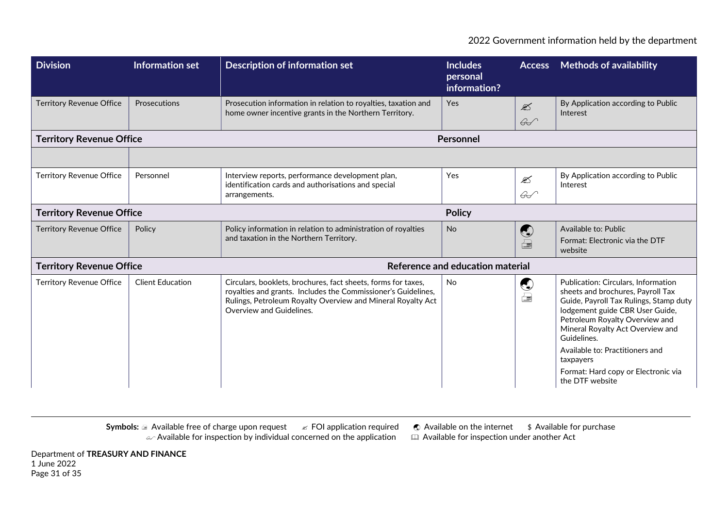| Division | Information set | Description of information set | Includes personal information? | Access | Methods of availability |
|---|---|---|---|---|---|
| Territory Revenue Office | Prosecutions | Prosecution information in relation to royalties, taxation and home owner incentive grants in the Northern Territory. | Yes | ✍ 👓 | By Application according to Public Interest |
| **Territory Revenue Office** | | | **Personnel** | | |
| | | | | | |
| Territory Revenue Office | Personnel | Interview reports, performance development plan, identification cards and authorisations and special arrangements. | Yes | ✍ 👓 | By Application according to Public Interest |
| **Territory Revenue Office** | | | **Policy** | | |
| Territory Revenue Office | Policy | Policy information in relation to administration of royalties and taxation in the Northern Territory. | No | 🌏 🖃 | Available to: Public<br>Format: Electronic via the DTF website |
| **Territory Revenue Office** | | | **Reference and education material** | | |
| Territory Revenue Office | Client Education | Circulars, booklets, brochures, fact sheets, forms for taxes, royalties and grants. Includes the Commissioner's Guidelines, Rulings, Petroleum Royalty Overview and Mineral Royalty Act Overview and Guidelines. | No | 🌏 🖃 | Publication: Circulars, Information sheets and brochures, Payroll Tax Guide, Payroll Tax Rulings, Stamp duty lodgement guide CBR User Guide, Petroleum Royalty Overview and Mineral Royalty Act Overview and Guidelines.<br>Available to: Practitioners and taxpayers<br>Format: Hard copy or Electronic via the DTF website |

**Symbols:** 🖃 Available free of charge upon request ✍ FOI application required 🌏 Available on the internet $ Available for purchase
👓 Available for inspection by individual concerned on the application 📖 Available for inspection under another Act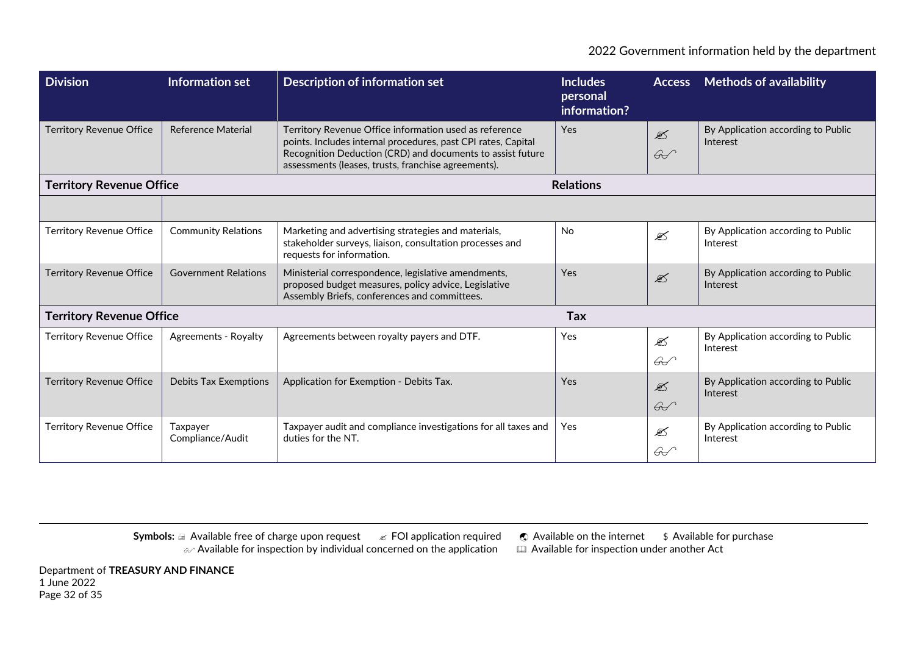| Division | Information set | Description of information set | Includes personal information? | Access | Methods of availability |
|---|---|---|---|---|---|
| Territory Revenue Office | Reference Material | Territory Revenue Office information used as reference points. Includes internal procedures, past CPI rates, Capital Recognition Deduction (CRD) and documents to assist future assessments (leases, trusts, franchise agreements). | Yes | ✍ 👓 | By Application according to Public Interest |
| **Territory Revenue Office** | | | **Relations** | | |
| | | | | | |
| Territory Revenue Office | Community Relations | Marketing and advertising strategies and materials, stakeholder surveys, liaison, consultation processes and requests for information. | No | ✍ | By Application according to Public Interest |
| Territory Revenue Office | Government Relations | Ministerial correspondence, legislative amendments, proposed budget measures, policy advice, Legislative Assembly Briefs, conferences and committees. | Yes | ✍ | By Application according to Public Interest |
| **Territory Revenue Office** | | | **Tax** | | |
| Territory Revenue Office | Agreements - Royalty | Agreements between royalty payers and DTF. | Yes | ✍ 👓 | By Application according to Public Interest |
| Territory Revenue Office | Debits Tax Exemptions | Application for Exemption - Debits Tax. | Yes | ✍ 👓 | By Application according to Public Interest |
| Territory Revenue Office | Taxpayer Compliance/Audit | Taxpayer audit and compliance investigations for all taxes and duties for the NT. | Yes | ✍ 👓 | By Application according to Public Interest |

**Symbols:** 🖃 Available free of charge upon request ✍ FOI application required 🌏 Available on the internet $ Available for purchase
👓 Available for inspection by individual concerned on the application 🕮 Available for inspection under another Act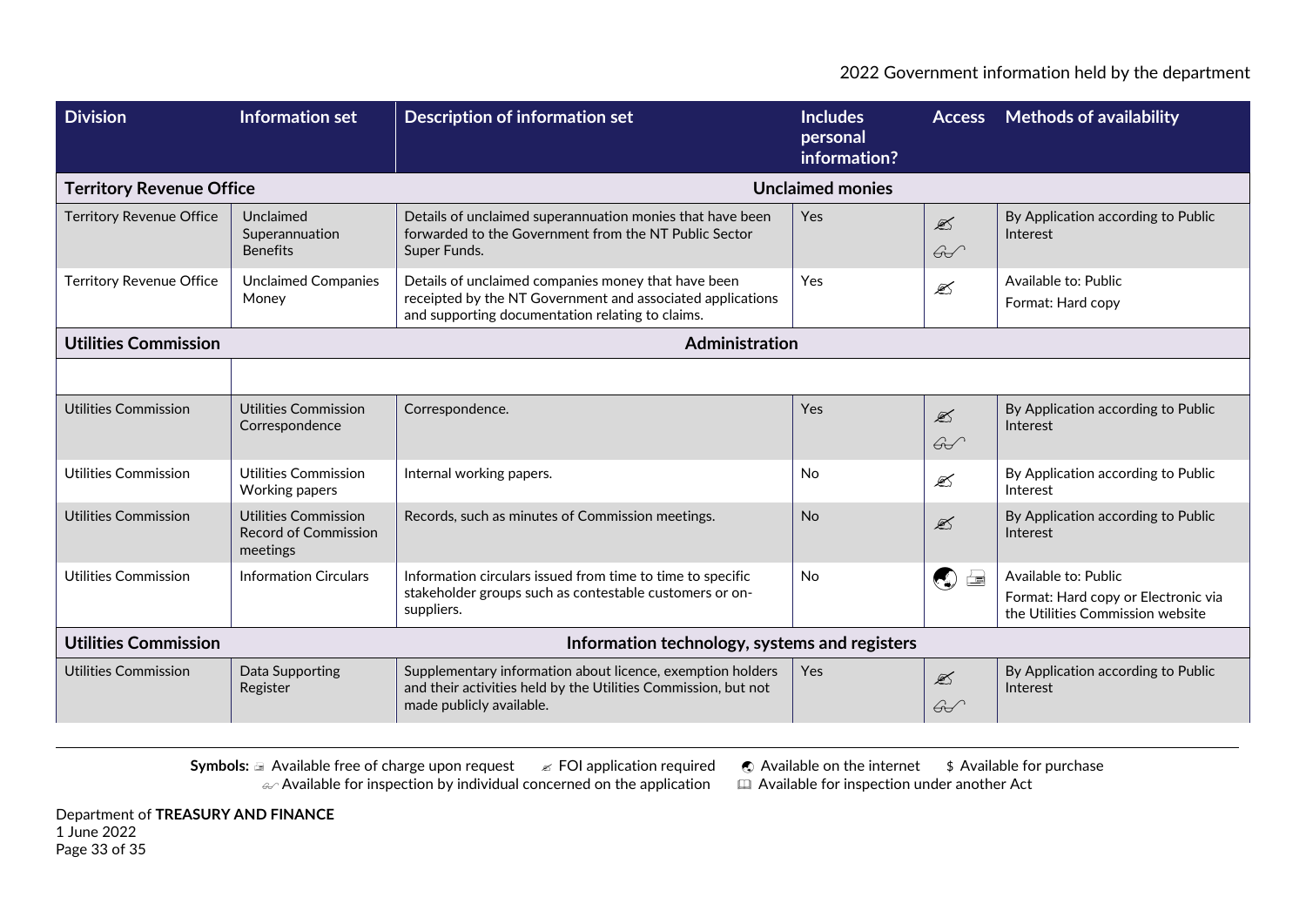| Division | Information set | Description of information set | Includes personal information? | Access | Methods of availability |
|---|---|---|---|---|---|
| **Territory Revenue Office** | | **Unclaimed monies** | | | |
| Territory Revenue Office | Unclaimed Superannuation Benefits | Details of unclaimed superannuation monies that have been forwarded to the Government from the NT Public Sector Super Funds. | Yes | ✍ 👓 | By Application according to Public Interest |
| Territory Revenue Office | Unclaimed Companies Money | Details of unclaimed companies money that have been receipted by the NT Government and associated applications and supporting documentation relating to claims. | Yes | ✍ | Available to: Public<br>Format: Hard copy |
| **Utilities Commission** | | **Administration** | | | |
| | | | | | |
| Utilities Commission | Utilities Commission Correspondence | Correspondence. | Yes | ✍ 👓 | By Application according to Public Interest |
| Utilities Commission | Utilities Commission Working papers | Internal working papers. | No | ✍ | By Application according to Public Interest |
| Utilities Commission | Utilities Commission Record of Commission meetings | Records, such as minutes of Commission meetings. | No | ✍ | By Application according to Public Interest |
| Utilities Commission | Information Circulars | Information circulars issued from time to time to specific stakeholder groups such as contestable customers or on-suppliers. | No | 🌐 🖃 | Available to: Public<br>Format: Hard copy or Electronic via the Utilities Commission website |
| **Utilities Commission** | | **Information technology, systems and registers** | | | |
| Utilities Commission | Data Supporting Register | Supplementary information about licence, exemption holders and their activities held by the Utilities Commission, but not made publicly available. | Yes | ✍ 👓 | By Application according to Public Interest |

**Symbols:** 🖃 Available free of charge upon request ✍ FOI application required 🌐 Available on the internet $ Available for purchase
👓 Available for inspection by individual concerned on the application 📖 Available for inspection under another Act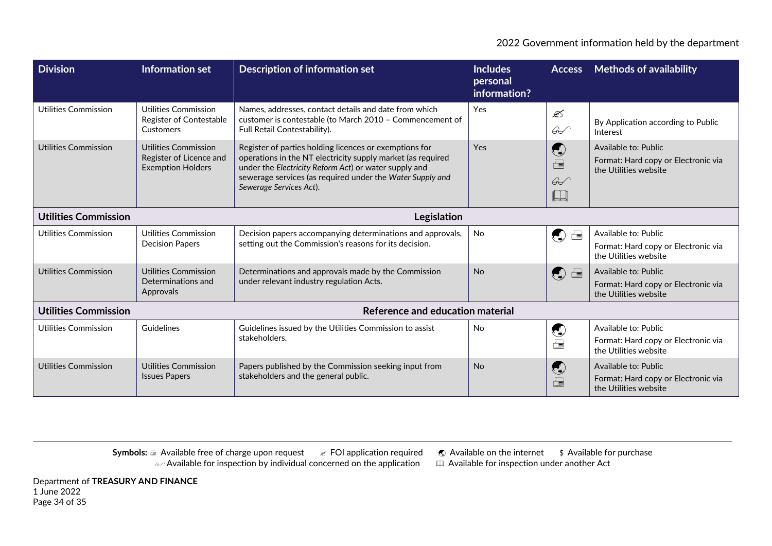| Division | Information set | Description of information set | Includes personal information? | Access | Methods of availability |
|---|---|---|---|---|---|
| Utilities Commission | Utilities Commission Register of Contestable Customers | Names, addresses, contact details and date from which customer is contestable (to March 2010 – Commencement of Full Retail Contestability). | Yes | FOI application required; Available for inspection by individual concerned on the application | By Application according to Public Interest |
| Utilities Commission | Utilities Commission Register of Licence and Exemption Holders | Register of parties holding licences or exemptions for operations in the NT electricity supply market (as required under the *Electricity Reform Act*) or water supply and sewerage services (as required under the *Water Supply and Sewerage Services Act*). | Yes | Available on the internet; Available free of charge upon request; Available for inspection by individual concerned on the application; Available for inspection under another Act | Available to: Public<br>Format: Hard copy or Electronic via the Utilities website |
| **Utilities Commission** | | **Legislation** | | | |
| Utilities Commission | Utilities Commission Decision Papers | Decision papers accompanying determinations and approvals, setting out the Commission's reasons for its decision. | No | Available on the internet; Available free of charge upon request | Available to: Public<br>Format: Hard copy or Electronic via the Utilities website |
| Utilities Commission | Utilities Commission Determinations and Approvals | Determinations and approvals made by the Commission under relevant industry regulation Acts. | No | Available on the internet; Available free of charge upon request | Available to: Public<br>Format: Hard copy or Electronic via the Utilities website |
| **Utilities Commission** | | **Reference and education material** | | | |
| Utilities Commission | Guidelines | Guidelines issued by the Utilities Commission to assist stakeholders. | No | Available on the internet; Available free of charge upon request | Available to: Public<br>Format: Hard copy or Electronic via the Utilities website |
| Utilities Commission | Utilities Commission Issues Papers | Papers published by the Commission seeking input from stakeholders and the general public. | No | Available on the internet; Available free of charge upon request | Available to: Public<br>Format: Hard copy or Electronic via the Utilities website |

**Symbols:** Available free of charge upon request · FOI application required · Available on the internet · $ Available for purchase · Available for inspection by individual concerned on the application · Available for inspection under another Act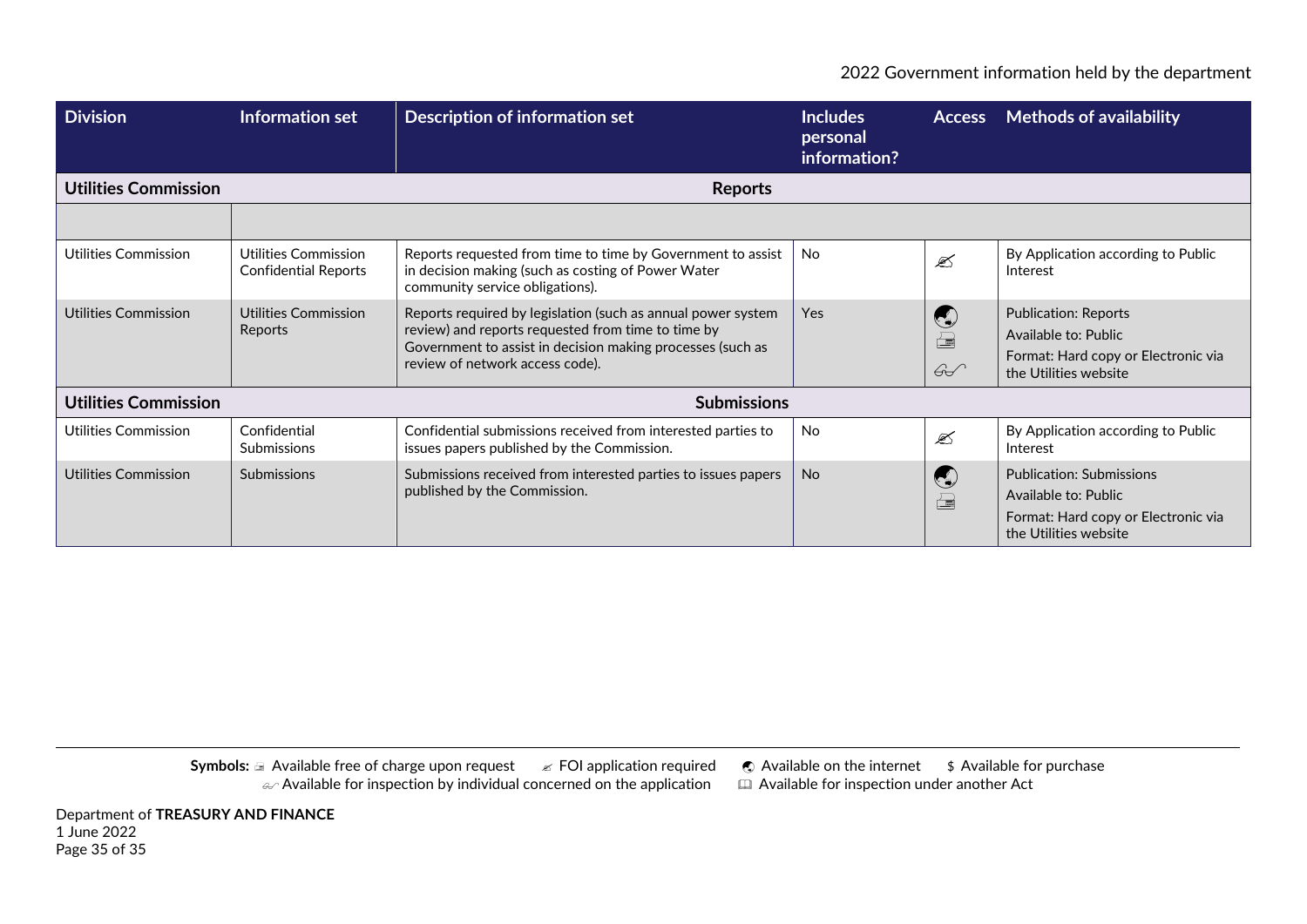| Division | Information set | Description of information set | Includes personal information? | Access | Methods of availability |
|---|---|---|---|---|---|
| **Utilities Commission** | | **Reports** | | | |
| | | | | | |
| Utilities Commission | Utilities Commission Confidential Reports | Reports requested from time to time by Government to assist in decision making (such as costing of Power Water community service obligations). | No | ✍ | By Application according to Public Interest |
| Utilities Commission | Utilities Commission Reports | Reports required by legislation (such as annual power system review) and reports requested from time to time by Government to assist in decision making processes (such as review of network access code). | Yes | 🌏 📠 👓 | Publication: Reports<br>Available to: Public<br>Format: Hard copy or Electronic via the Utilities website |
| **Utilities Commission** | | **Submissions** | | | |
| Utilities Commission | Confidential Submissions | Confidential submissions received from interested parties to issues papers published by the Commission. | No | ✍ | By Application according to Public Interest |
| Utilities Commission | Submissions | Submissions received from interested parties to issues papers published by the Commission. | No | 🌏 📠 | Publication: Submissions<br>Available to: Public<br>Format: Hard copy or Electronic via the Utilities website |

**Symbols:** 📠 Available free of charge upon request ✍ FOI application required 🌏 Available on the internet $ Available for purchase
👓 Available for inspection by individual concerned on the application 📖 Available for inspection under another Act